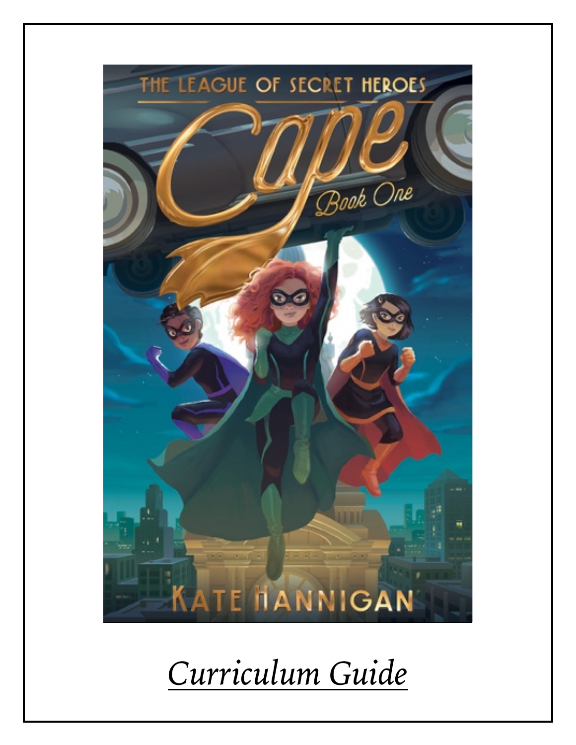THE LEAGUE OF SECRET HEROES

# Cape

Book One

KATE HANNIGAN

*Curriculum Guide*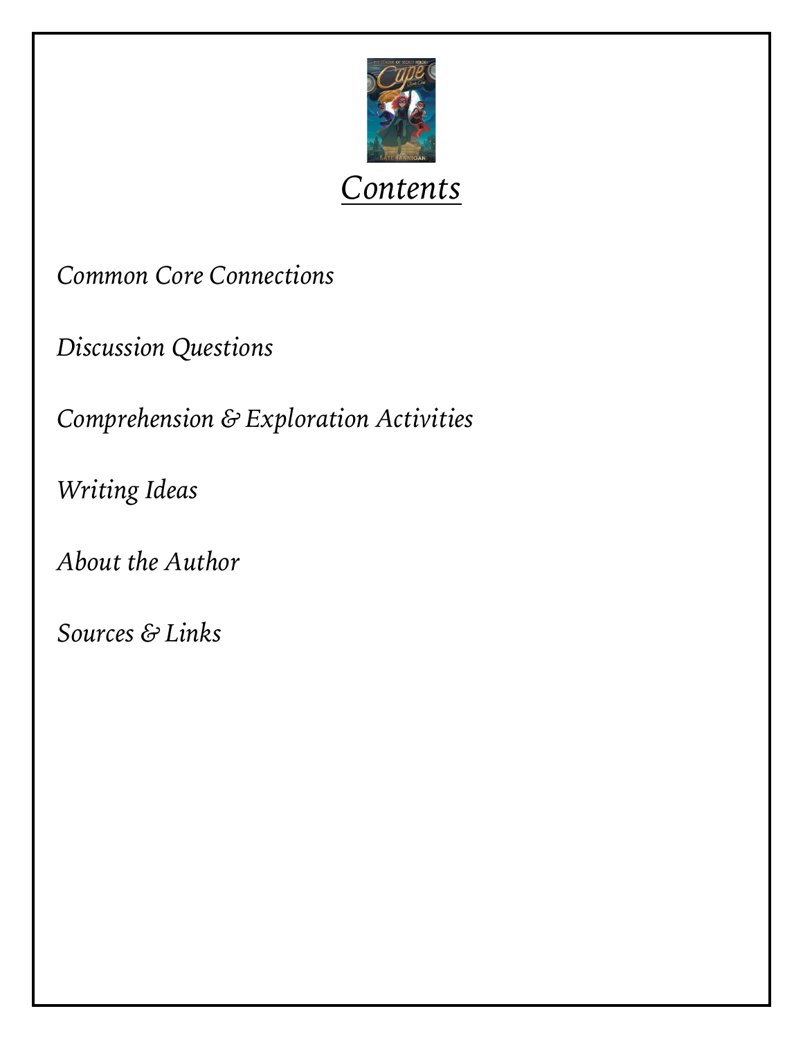# *Contents*

*Common Core Connections*

*Discussion Questions*

*Comprehension & Exploration Activities*

*Writing Ideas*

*About the Author*

*Sources & Links*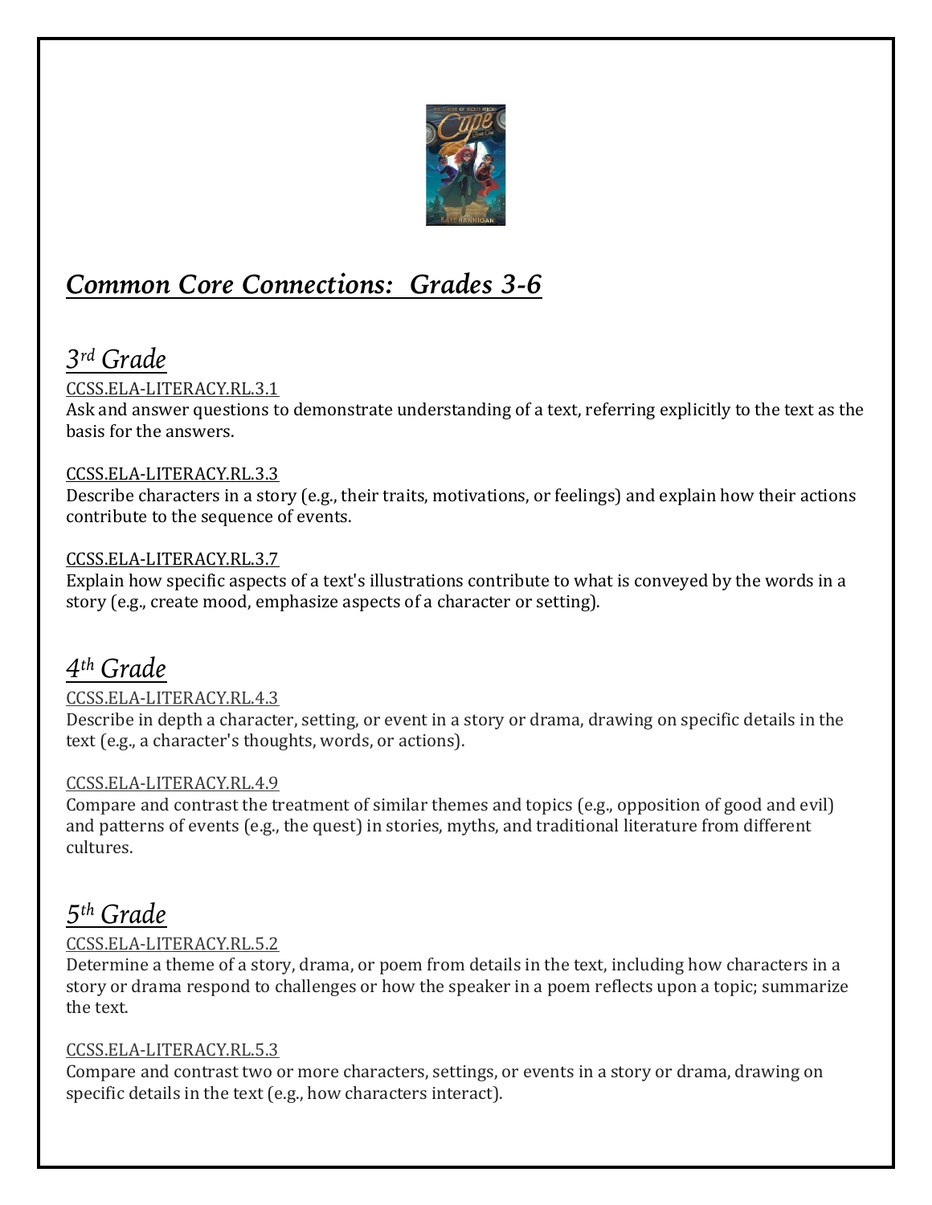## *Common Core Connections: Grades 3-6*

### *3rd Grade*

CCSS.ELA-LITERACY.RL.3.1
Ask and answer questions to demonstrate understanding of a text, referring explicitly to the text as the basis for the answers.

CCSS.ELA-LITERACY.RL.3.3
Describe characters in a story (e.g., their traits, motivations, or feelings) and explain how their actions contribute to the sequence of events.

CCSS.ELA-LITERACY.RL.3.7
Explain how specific aspects of a text's illustrations contribute to what is conveyed by the words in a story (e.g., create mood, emphasize aspects of a character or setting).

### *4th Grade*

CCSS.ELA-LITERACY.RL.4.3
Describe in depth a character, setting, or event in a story or drama, drawing on specific details in the text (e.g., a character's thoughts, words, or actions).

CCSS.ELA-LITERACY.RL.4.9
Compare and contrast the treatment of similar themes and topics (e.g., opposition of good and evil) and patterns of events (e.g., the quest) in stories, myths, and traditional literature from different cultures.

### *5th Grade*

CCSS.ELA-LITERACY.RL.5.2
Determine a theme of a story, drama, or poem from details in the text, including how characters in a story or drama respond to challenges or how the speaker in a poem reflects upon a topic; summarize the text.

CCSS.ELA-LITERACY.RL.5.3
Compare and contrast two or more characters, settings, or events in a story or drama, drawing on specific details in the text (e.g., how characters interact).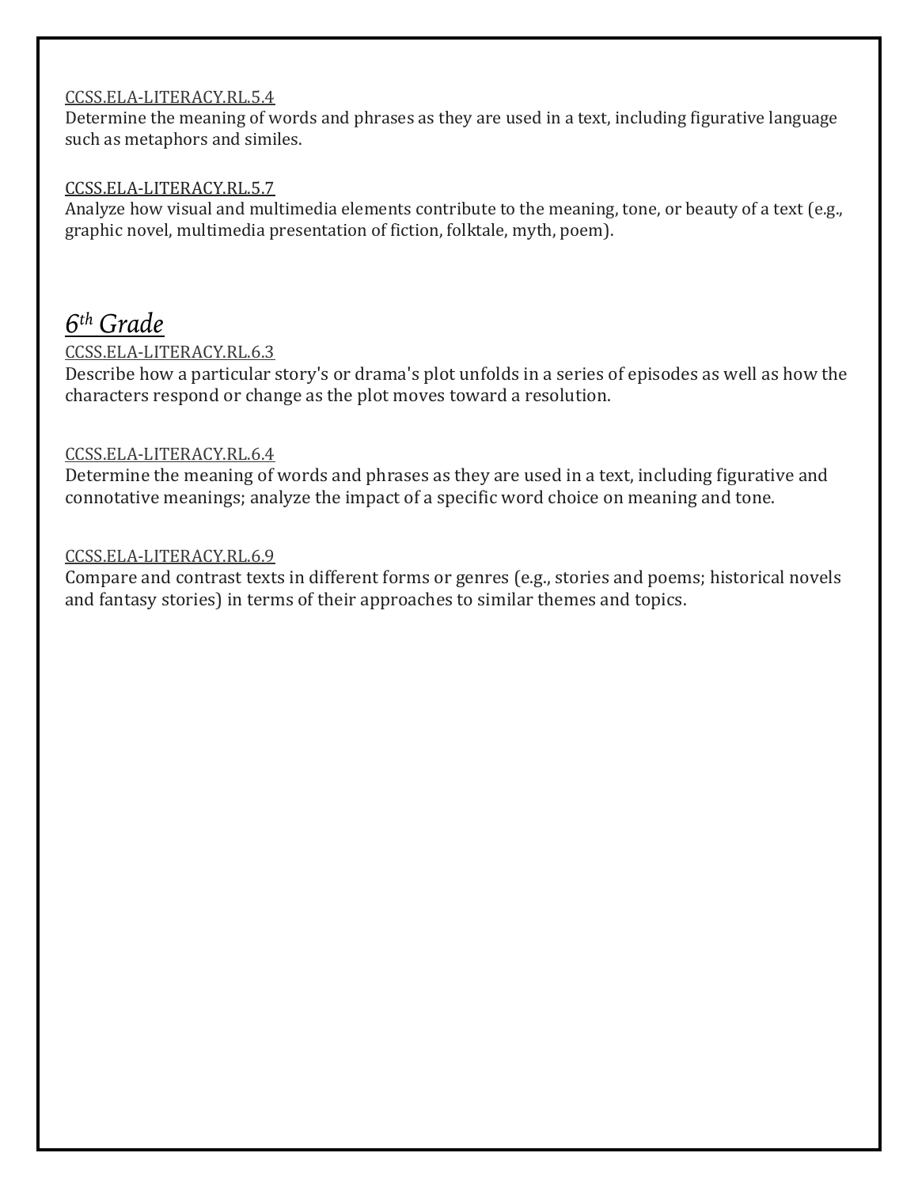CCSS.ELA-LITERACY.RL.5.4
Determine the meaning of words and phrases as they are used in a text, including figurative language such as metaphors and similes.

CCSS.ELA-LITERACY.RL.5.7
Analyze how visual and multimedia elements contribute to the meaning, tone, or beauty of a text (e.g., graphic novel, multimedia presentation of fiction, folktale, myth, poem).

## *6th Grade*

CCSS.ELA-LITERACY.RL.6.3
Describe how a particular story's or drama's plot unfolds in a series of episodes as well as how the characters respond or change as the plot moves toward a resolution.

CCSS.ELA-LITERACY.RL.6.4
Determine the meaning of words and phrases as they are used in a text, including figurative and connotative meanings; analyze the impact of a specific word choice on meaning and tone.

CCSS.ELA-LITERACY.RL.6.9
Compare and contrast texts in different forms or genres (e.g., stories and poems; historical novels and fantasy stories) in terms of their approaches to similar themes and topics.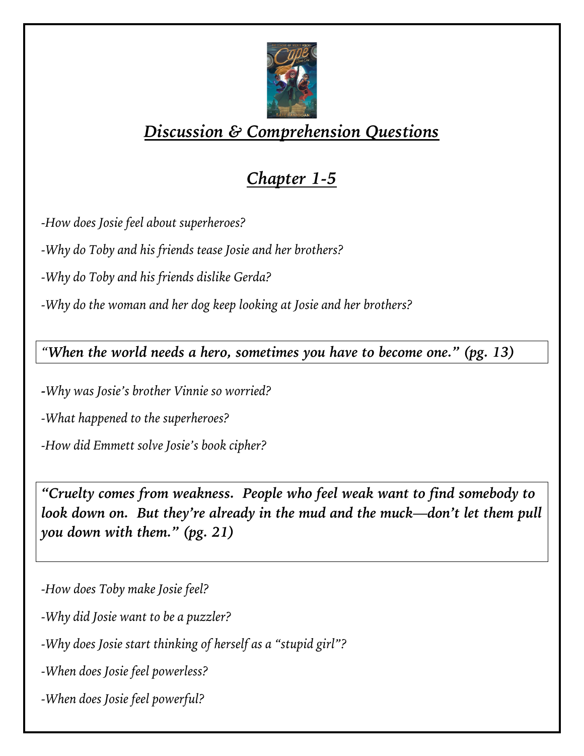## ***Discussion & Comprehension Questions***

## ***Chapter 1-5***

*-How does Josie feel about superheroes?*

*-Why do Toby and his friends tease Josie and her brothers?*

*-Why do Toby and his friends dislike Gerda?*

*-Why do the woman and her dog keep looking at Josie and her brothers?*

***"When the world needs a hero, sometimes you have to become one." (pg. 13)***

*-Why was Josie's brother Vinnie so worried?*

*-What happened to the superheroes?*

*-How did Emmett solve Josie's book cipher?*

***"Cruelty comes from weakness. People who feel weak want to find somebody to look down on. But they're already in the mud and the muck—don't let them pull you down with them." (pg. 21)***

*-How does Toby make Josie feel?*

*-Why did Josie want to be a puzzler?*

*-Why does Josie start thinking of herself as a "stupid girl"?*

*-When does Josie feel powerless?*

*-When does Josie feel powerful?*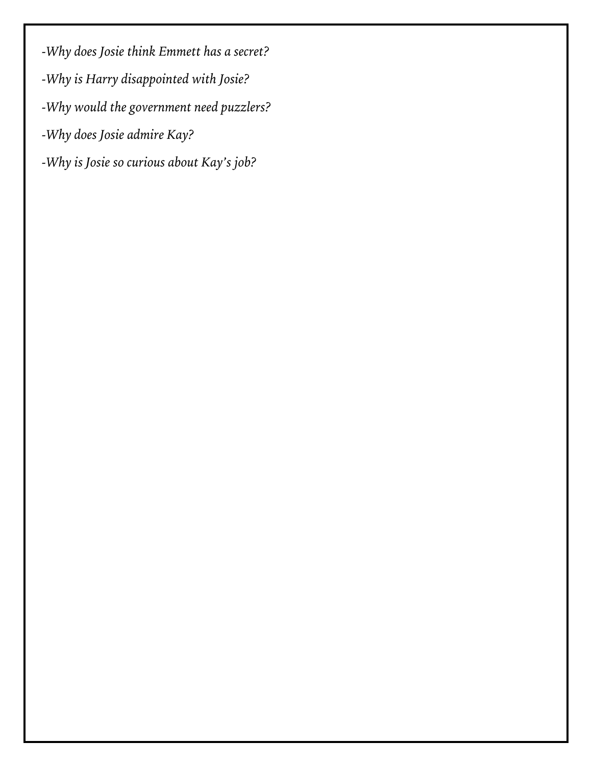*-Why does Josie think Emmett has a secret?*

*-Why is Harry disappointed with Josie?*

*-Why would the government need puzzlers?*

*-Why does Josie admire Kay?*

*-Why is Josie so curious about Kay's job?*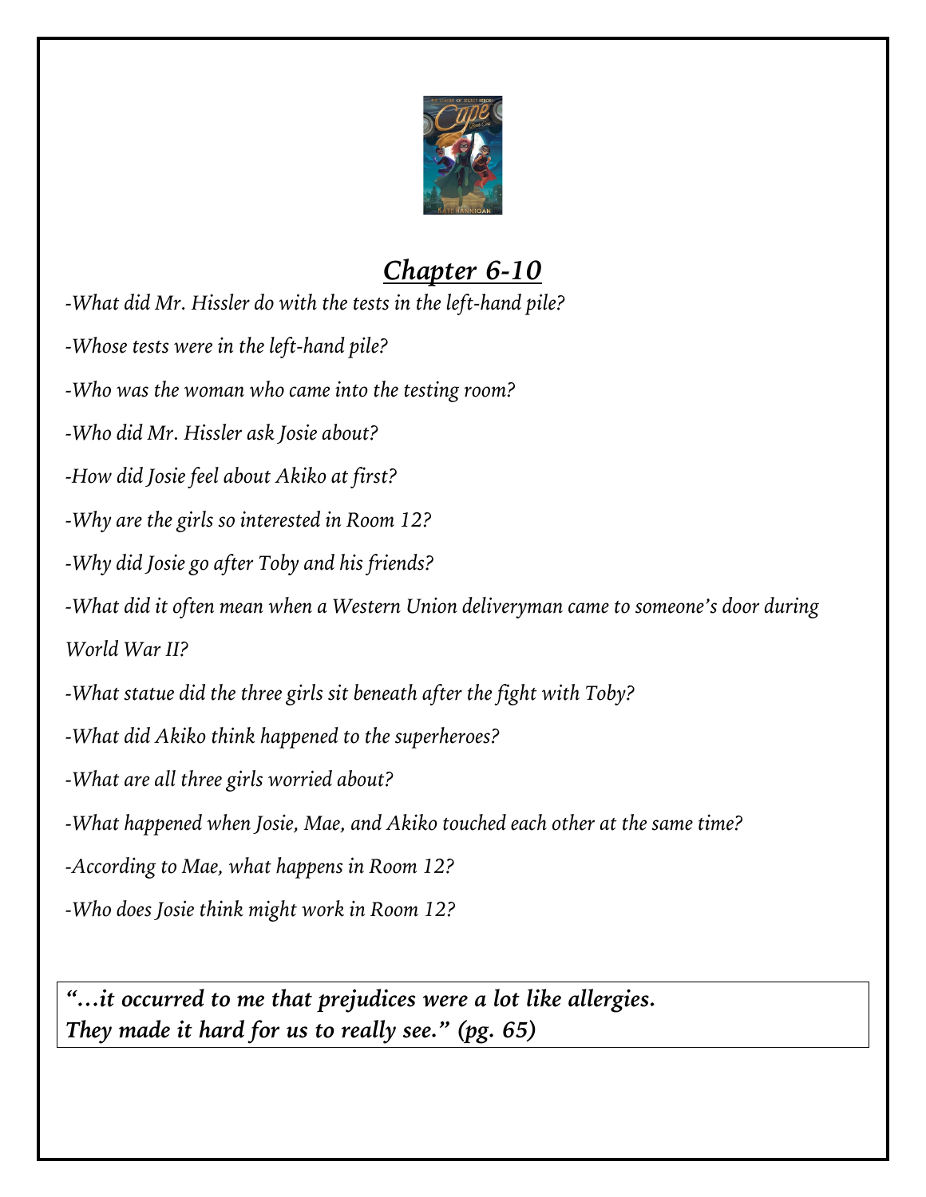## ***Chapter 6-10***

*-What did Mr. Hissler do with the tests in the left-hand pile?*

*-Whose tests were in the left-hand pile?*

*-Who was the woman who came into the testing room?*

*-Who did Mr. Hissler ask Josie about?*

*-How did Josie feel about Akiko at first?*

*-Why are the girls so interested in Room 12?*

*-Why did Josie go after Toby and his friends?*

*-What did it often mean when a Western Union deliveryman came to someone's door during World War II?*

*-What statue did the three girls sit beneath after the fight with Toby?*

*-What did Akiko think happened to the superheroes?*

*-What are all three girls worried about?*

*-What happened when Josie, Mae, and Akiko touched each other at the same time?*

*-According to Mae, what happens in Room 12?*

*-Who does Josie think might work in Room 12?*

***"…it occurred to me that prejudices were a lot like allergies. They made it hard for us to really see." (pg. 65)***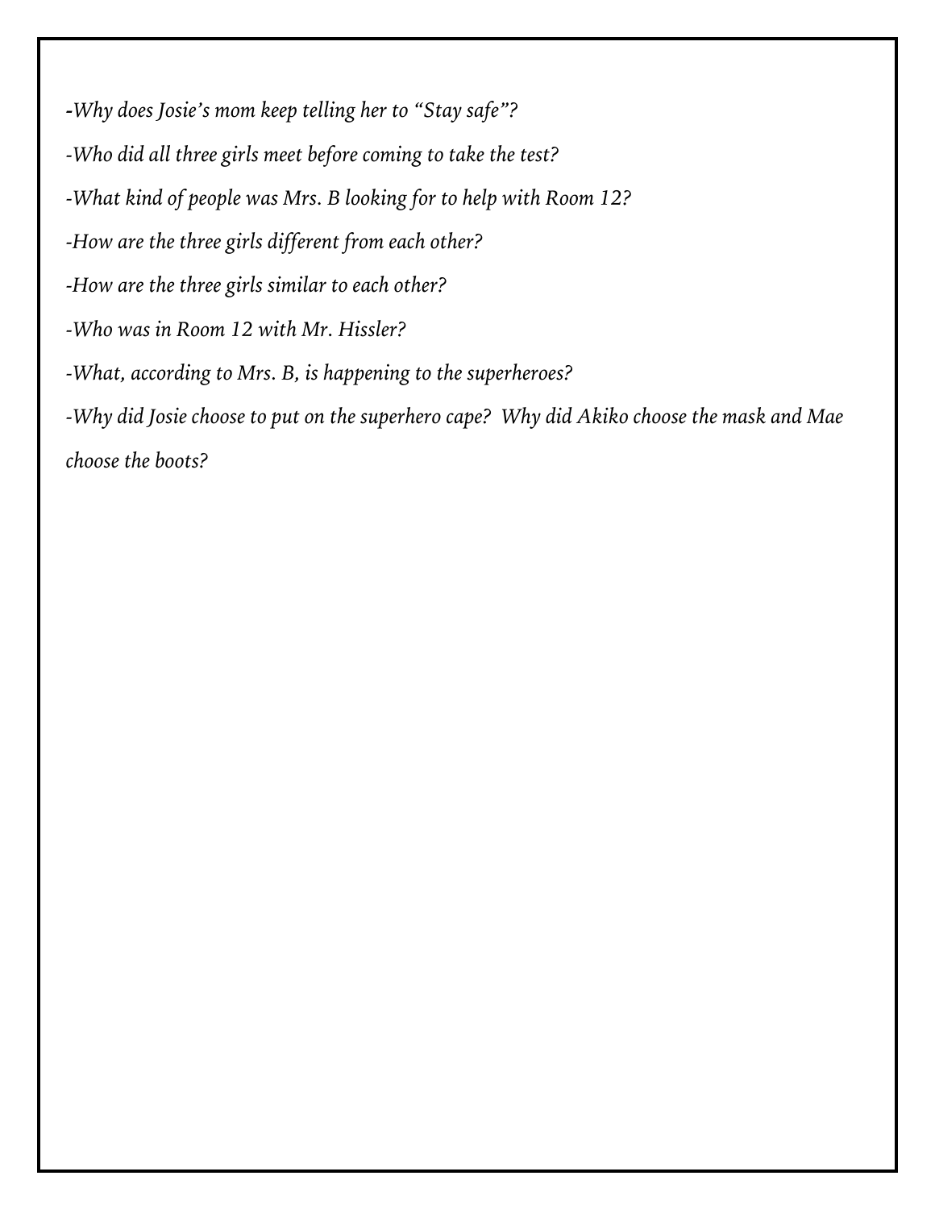*-Why does Josie's mom keep telling her to "Stay safe"?*

*-Who did all three girls meet before coming to take the test?*

*-What kind of people was Mrs. B looking for to help with Room 12?*

*-How are the three girls different from each other?*

*-How are the three girls similar to each other?*

*-Who was in Room 12 with Mr. Hissler?*

*-What, according to Mrs. B, is happening to the superheroes?*

*-Why did Josie choose to put on the superhero cape? Why did Akiko choose the mask and Mae choose the boots?*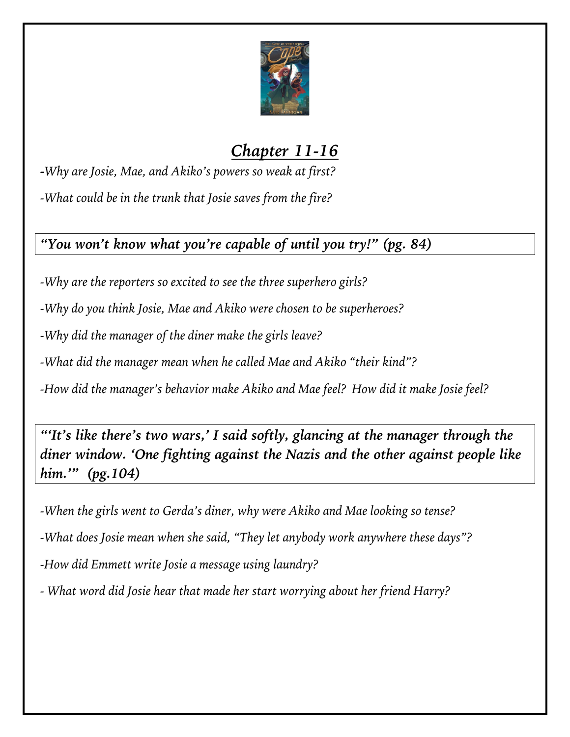## *Chapter 11-16*

*-Why are Josie, Mae, and Akiko's powers so weak at first?*

*-What could be in the trunk that Josie saves from the fire?*

> ***"You won't know what you're capable of until you try!" (pg. 84)***

*-Why are the reporters so excited to see the three superhero girls?*

*-Why do you think Josie, Mae and Akiko were chosen to be superheroes?*

*-Why did the manager of the diner make the girls leave?*

*-What did the manager mean when he called Mae and Akiko "their kind"?*

*-How did the manager's behavior make Akiko and Mae feel? How did it make Josie feel?*

> ***"'It's like there's two wars,' I said softly, glancing at the manager through the diner window. 'One fighting against the Nazis and the other against people like him.'" (pg.104)***

*-When the girls went to Gerda's diner, why were Akiko and Mae looking so tense?*

*-What does Josie mean when she said, "They let anybody work anywhere these days"?*

*-How did Emmett write Josie a message using laundry?*

*- What word did Josie hear that made her start worrying about her friend Harry?*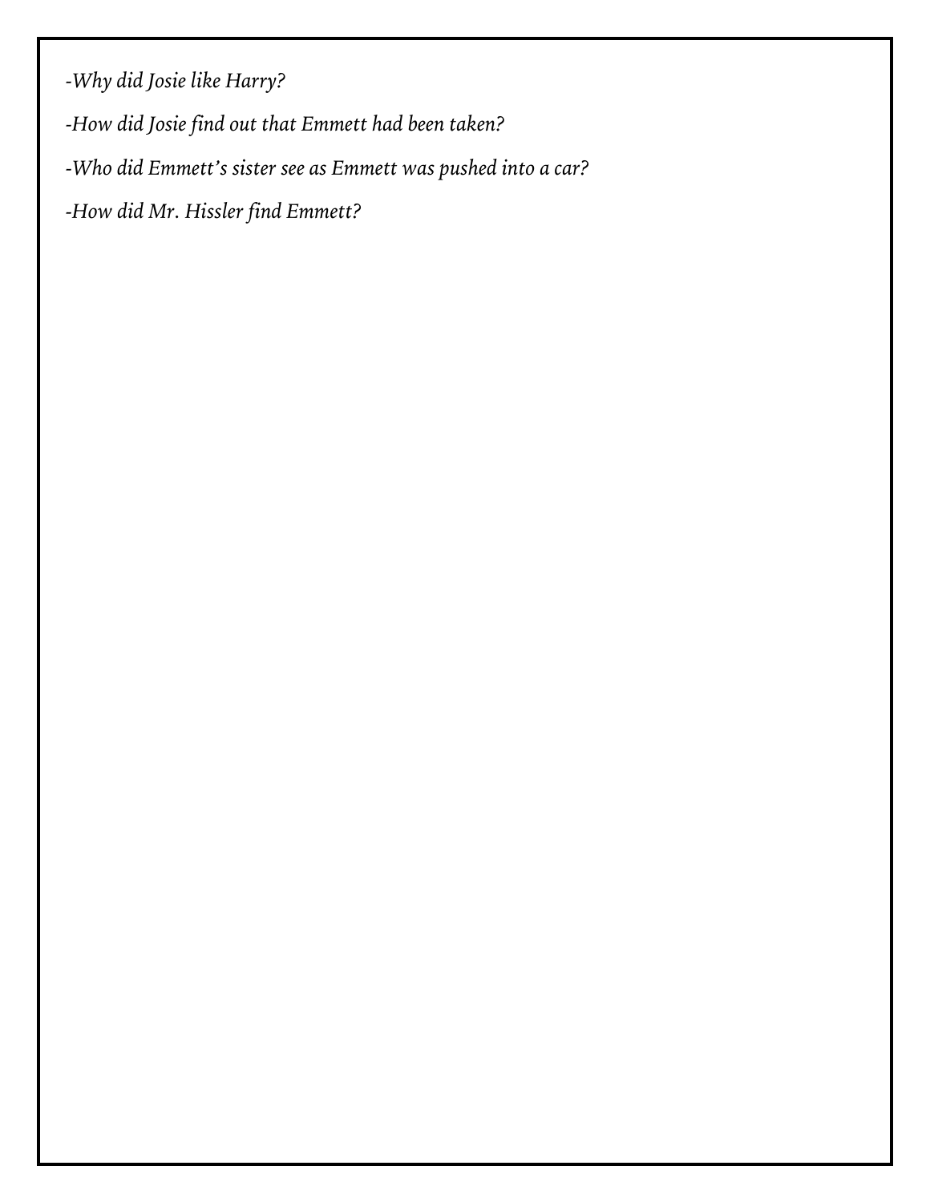*-Why did Josie like Harry?*

*-How did Josie find out that Emmett had been taken?*

*-Who did Emmett's sister see as Emmett was pushed into a car?*

*-How did Mr. Hissler find Emmett?*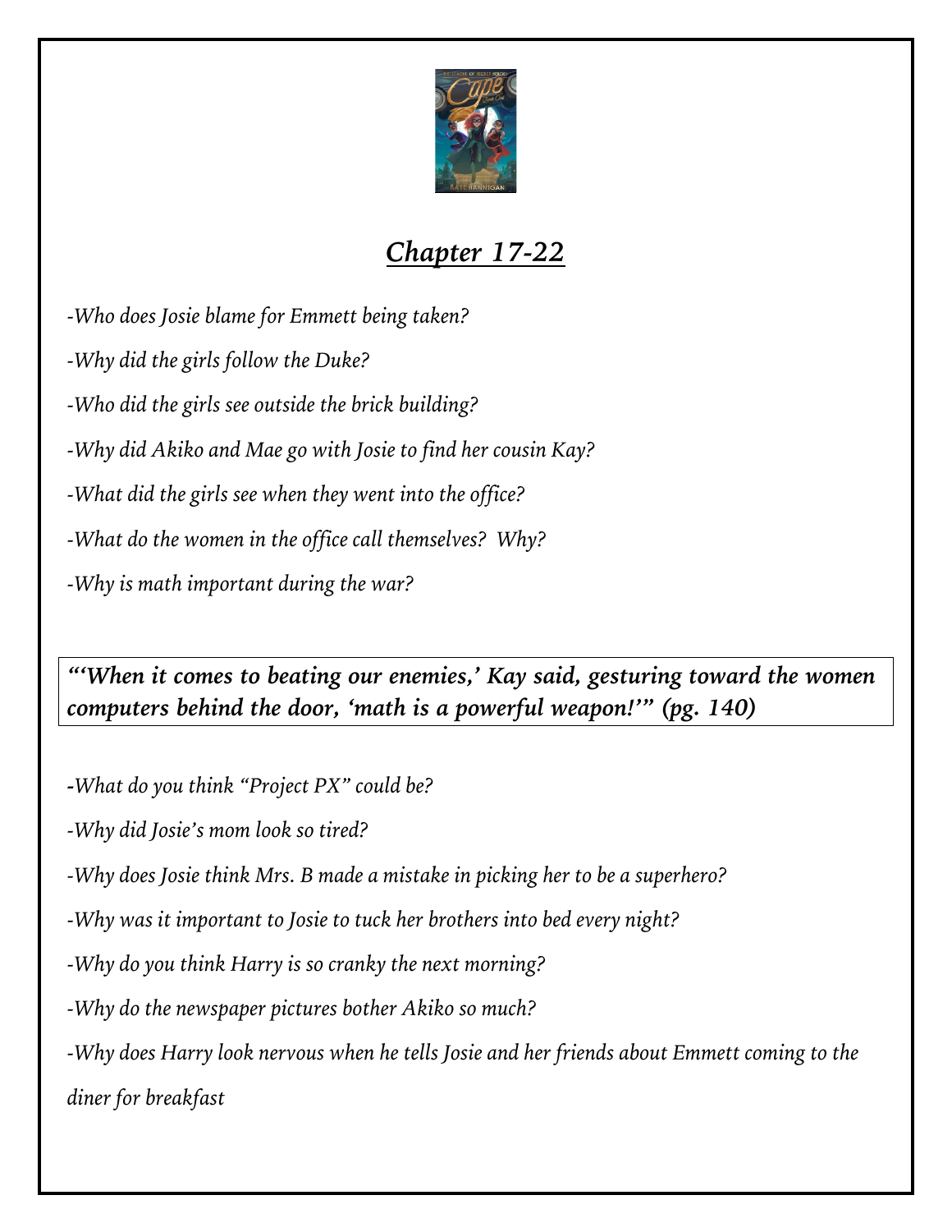## *Chapter 17-22*

*-Who does Josie blame for Emmett being taken?*

*-Why did the girls follow the Duke?*

*-Who did the girls see outside the brick building?*

*-Why did Akiko and Mae go with Josie to find her cousin Kay?*

*-What did the girls see when they went into the office?*

*-What do the women in the office call themselves? Why?*

*-Why is math important during the war?*

***"'When it comes to beating our enemies,' Kay said, gesturing toward the women computers behind the door, 'math is a powerful weapon!'" (pg. 140)***

*-What do you think "Project PX" could be?*

*-Why did Josie's mom look so tired?*

*-Why does Josie think Mrs. B made a mistake in picking her to be a superhero?*

*-Why was it important to Josie to tuck her brothers into bed every night?*

*-Why do you think Harry is so cranky the next morning?*

*-Why do the newspaper pictures bother Akiko so much?*

*-Why does Harry look nervous when he tells Josie and her friends about Emmett coming to the diner for breakfast*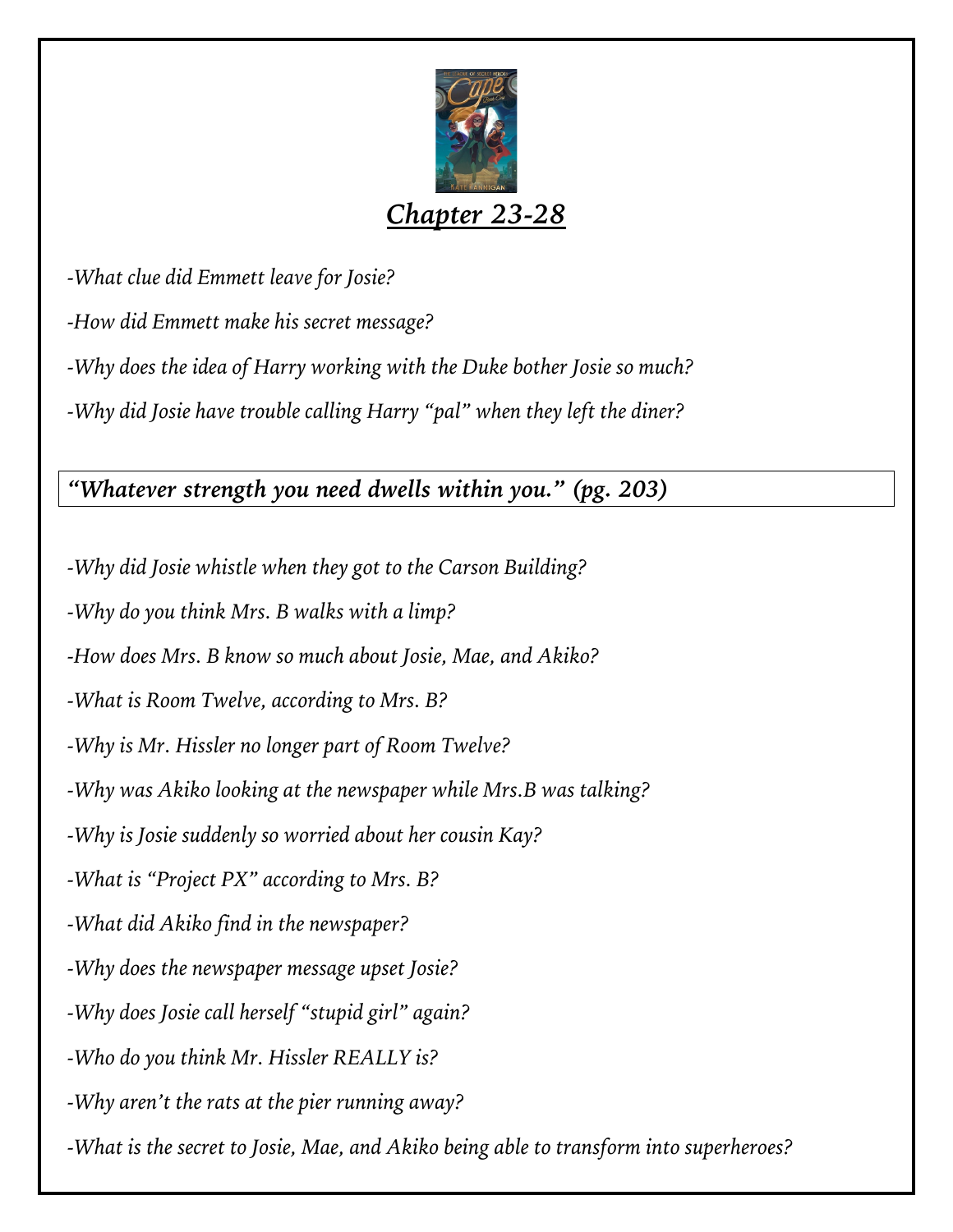# *Chapter 23-28*

*-What clue did Emmett leave for Josie?*

*-How did Emmett make his secret message?*

*-Why does the idea of Harry working with the Duke bother Josie so much?*

*-Why did Josie have trouble calling Harry "pal" when they left the diner?*

***"Whatever strength you need dwells within you." (pg. 203)***

*-Why did Josie whistle when they got to the Carson Building?*

*-Why do you think Mrs. B walks with a limp?*

*-How does Mrs. B know so much about Josie, Mae, and Akiko?*

*-What is Room Twelve, according to Mrs. B?*

*-Why is Mr. Hissler no longer part of Room Twelve?*

*-Why was Akiko looking at the newspaper while Mrs.B was talking?*

*-Why is Josie suddenly so worried about her cousin Kay?*

*-What is "Project PX" according to Mrs. B?*

*-What did Akiko find in the newspaper?*

*-Why does the newspaper message upset Josie?*

*-Why does Josie call herself "stupid girl" again?*

*-Who do you think Mr. Hissler REALLY is?*

*-Why aren't the rats at the pier running away?*

*-What is the secret to Josie, Mae, and Akiko being able to transform into superheroes?*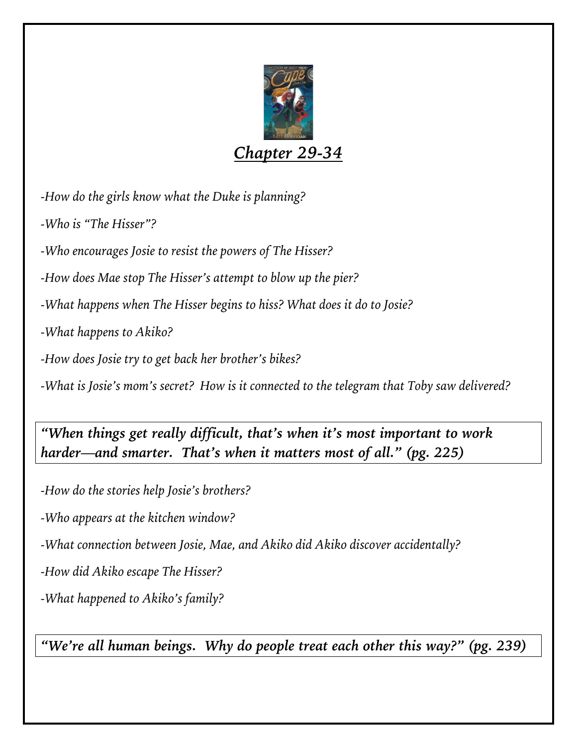## *Chapter 29-34*

*-How do the girls know what the Duke is planning?*

*-Who is "The Hisser"?*

*-Who encourages Josie to resist the powers of The Hisser?*

*-How does Mae stop The Hisser's attempt to blow up the pier?*

*-What happens when The Hisser begins to hiss? What does it do to Josie?*

*-What happens to Akiko?*

*-How does Josie try to get back her brother's bikes?*

*-What is Josie's mom's secret? How is it connected to the telegram that Toby saw delivered?*

> ***"When things get really difficult, that's when it's most important to work harder—and smarter. That's when it matters most of all." (pg. 225)***

*-How do the stories help Josie's brothers?*

*-Who appears at the kitchen window?*

*-What connection between Josie, Mae, and Akiko did Akiko discover accidentally?*

*-How did Akiko escape The Hisser?*

*-What happened to Akiko's family?*

> ***"We're all human beings. Why do people treat each other this way?" (pg. 239)***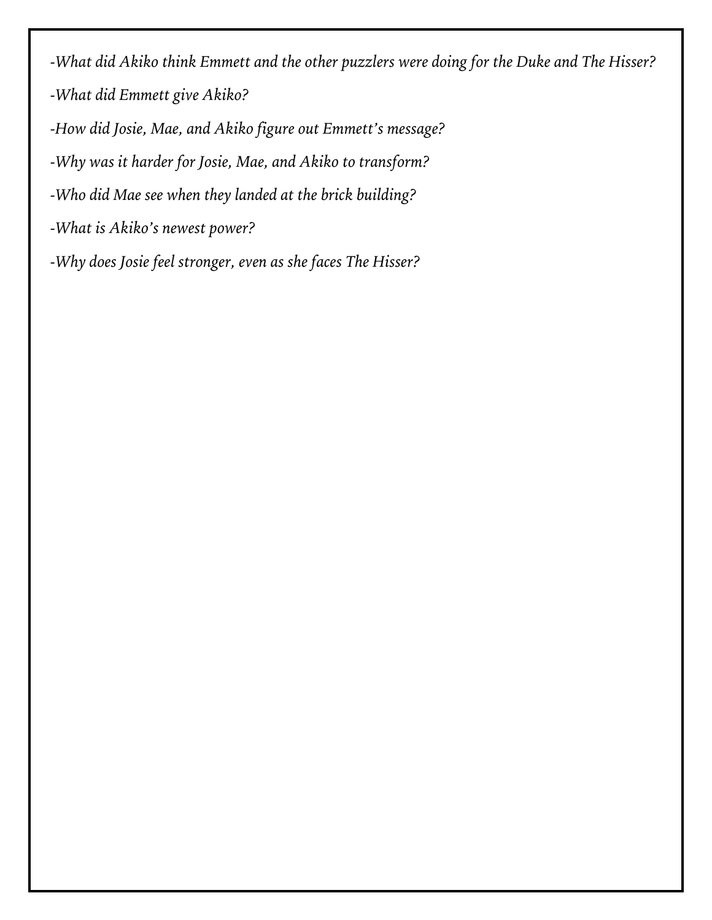*-What did Akiko think Emmett and the other puzzlers were doing for the Duke and The Hisser?*

*-What did Emmett give Akiko?*

*-How did Josie, Mae, and Akiko figure out Emmett's message?*

*-Why was it harder for Josie, Mae, and Akiko to transform?*

*-Who did Mae see when they landed at the brick building?*

*-What is Akiko's newest power?*

*-Why does Josie feel stronger, even as she faces The Hisser?*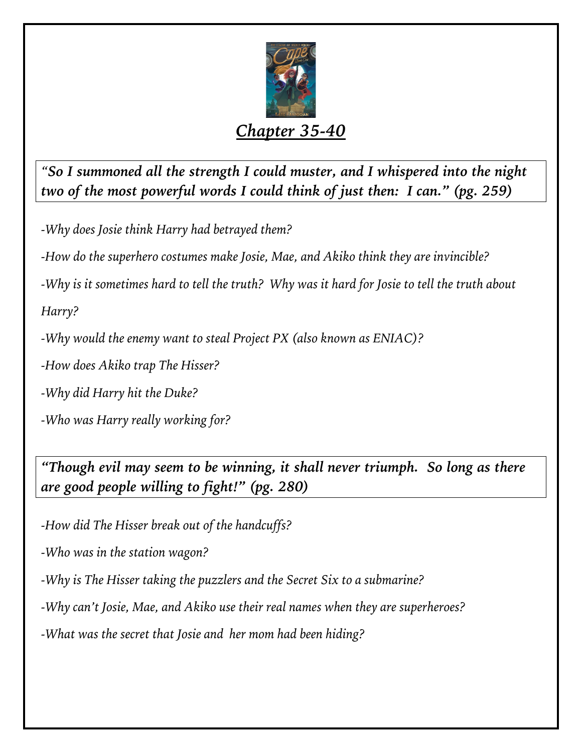## *Chapter 35-40*

> ***"So I summoned all the strength I could muster, and I whispered into the night two of the most powerful words I could think of just then: I can." (pg. 259)***

*-Why does Josie think Harry had betrayed them?*

*-How do the superhero costumes make Josie, Mae, and Akiko think they are invincible?*

*-Why is it sometimes hard to tell the truth? Why was it hard for Josie to tell the truth about Harry?*

*-Why would the enemy want to steal Project PX (also known as ENIAC)?*

*-How does Akiko trap The Hisser?*

*-Why did Harry hit the Duke?*

*-Who was Harry really working for?*

> ***"Though evil may seem to be winning, it shall never triumph. So long as there are good people willing to fight!" (pg. 280)***

*-How did The Hisser break out of the handcuffs?*

*-Who was in the station wagon?*

*-Why is The Hisser taking the puzzlers and the Secret Six to a submarine?*

*-Why can't Josie, Mae, and Akiko use their real names when they are superheroes?*

*-What was the secret that Josie and her mom had been hiding?*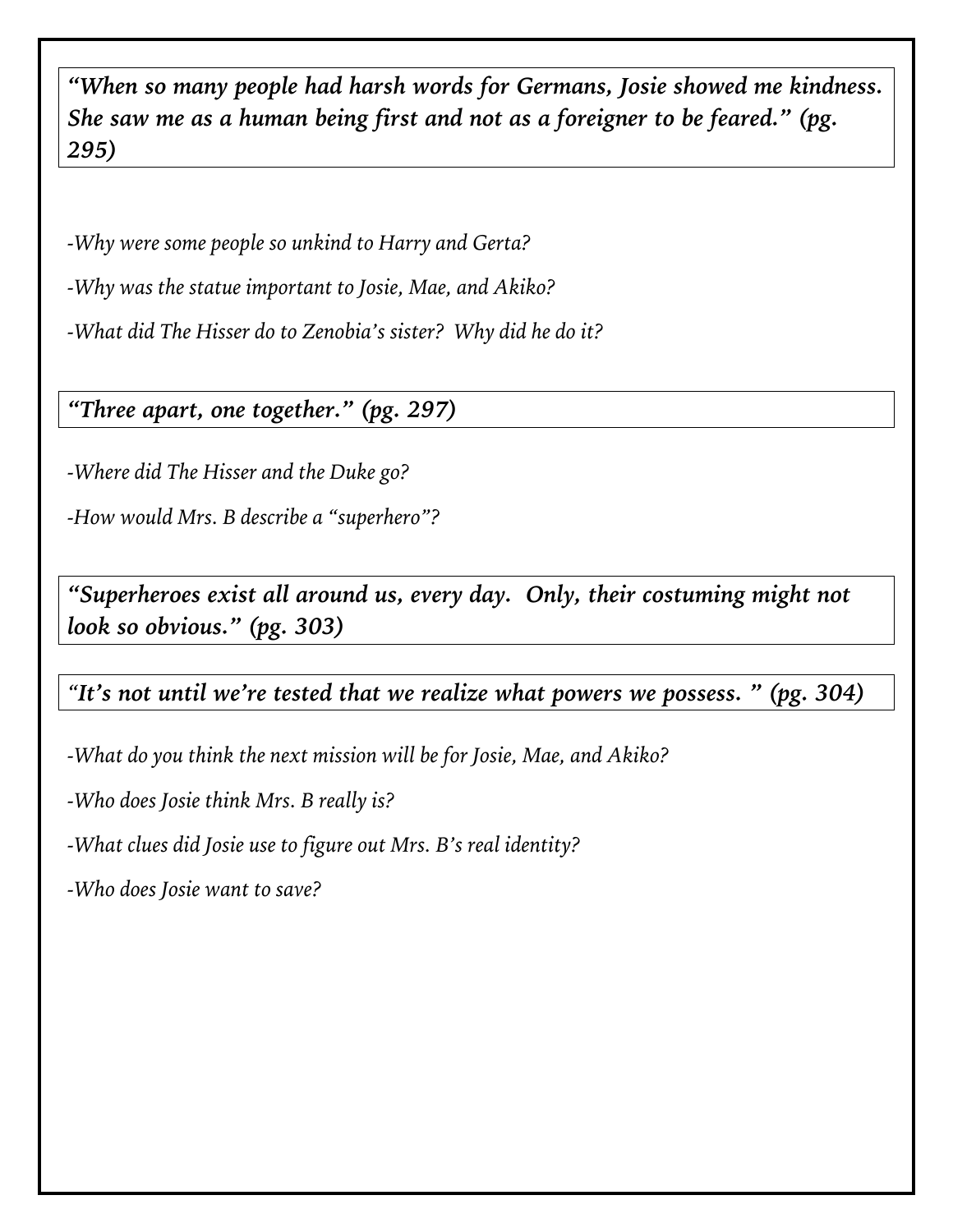***"When so many people had harsh words for Germans, Josie showed me kindness. She saw me as a human being first and not as a foreigner to be feared." (pg. 295)***

*-Why were some people so unkind to Harry and Gerta?*

*-Why was the statue important to Josie, Mae, and Akiko?*

*-What did The Hisser do to Zenobia's sister? Why did he do it?*

***"Three apart, one together." (pg. 297)***

*-Where did The Hisser and the Duke go?*

*-How would Mrs. B describe a "superhero"?*

***"Superheroes exist all around us, every day. Only, their costuming might not look so obvious." (pg. 303)***

***"It's not until we're tested that we realize what powers we possess. " (pg. 304)***

*-What do you think the next mission will be for Josie, Mae, and Akiko?*

*-Who does Josie think Mrs. B really is?*

*-What clues did Josie use to figure out Mrs. B's real identity?*

*-Who does Josie want to save?*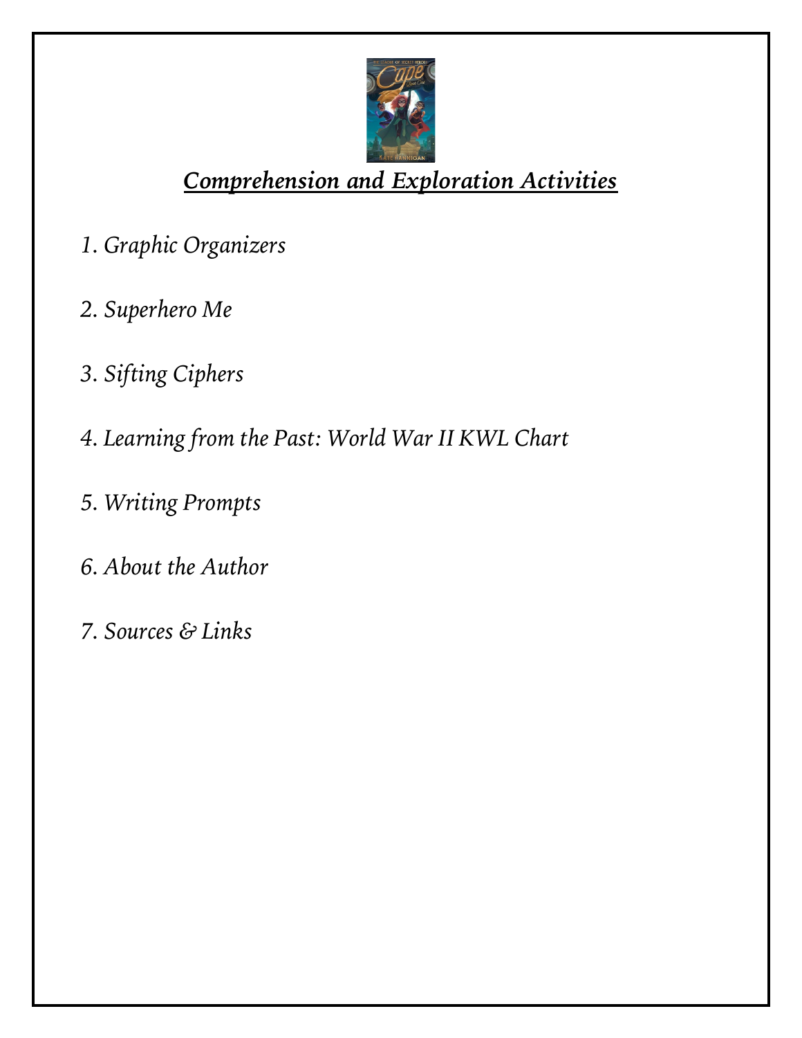## ***Comprehension and Exploration Activities***

*1. Graphic Organizers*

*2. Superhero Me*

*3. Sifting Ciphers*

*4. Learning from the Past: World War II KWL Chart*

*5. Writing Prompts*

*6. About the Author*

*7. Sources & Links*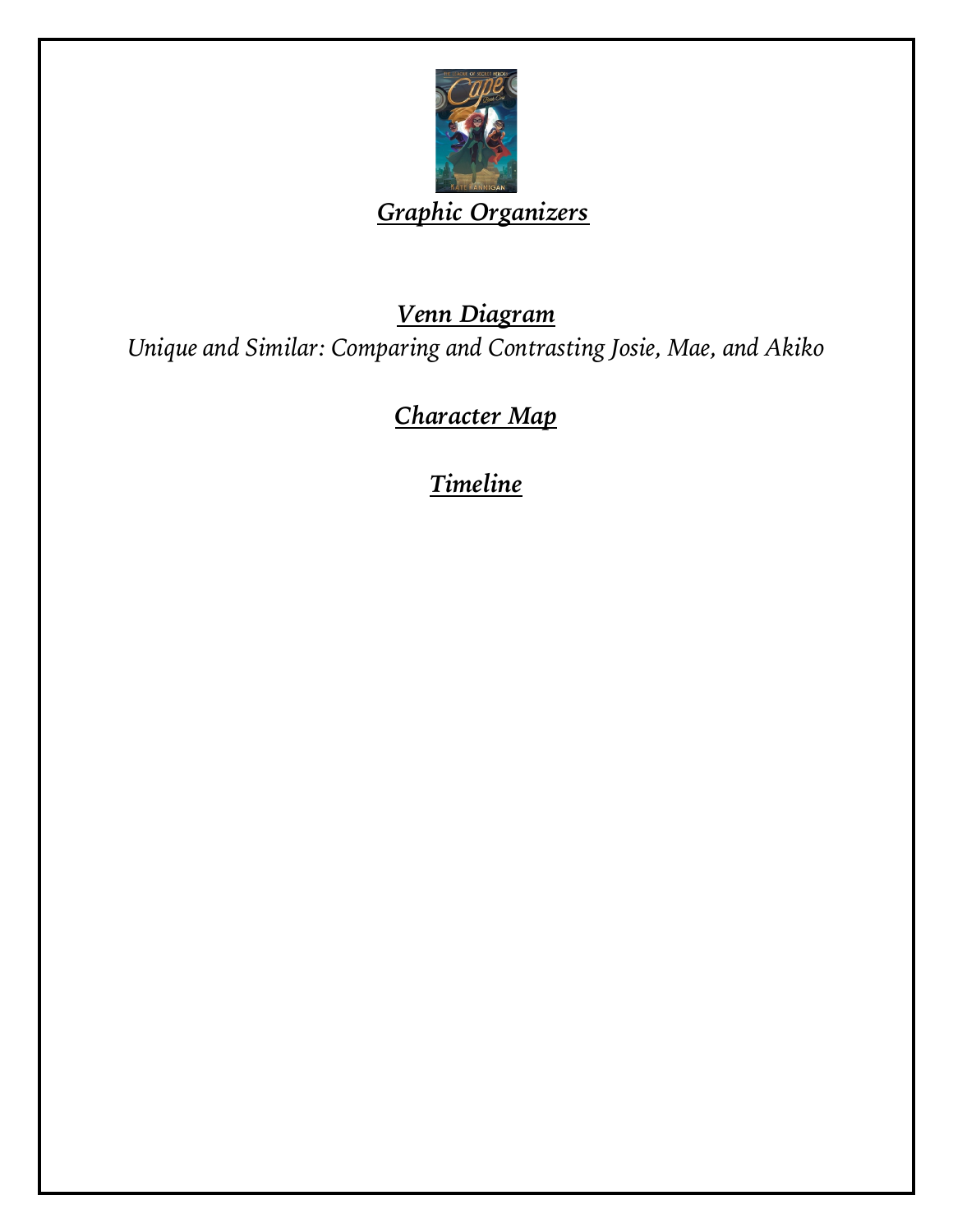# *Graphic Organizers*

## *Venn Diagram*

*Unique and Similar: Comparing and Contrasting Josie, Mae, and Akiko*

## *Character Map*

## *Timeline*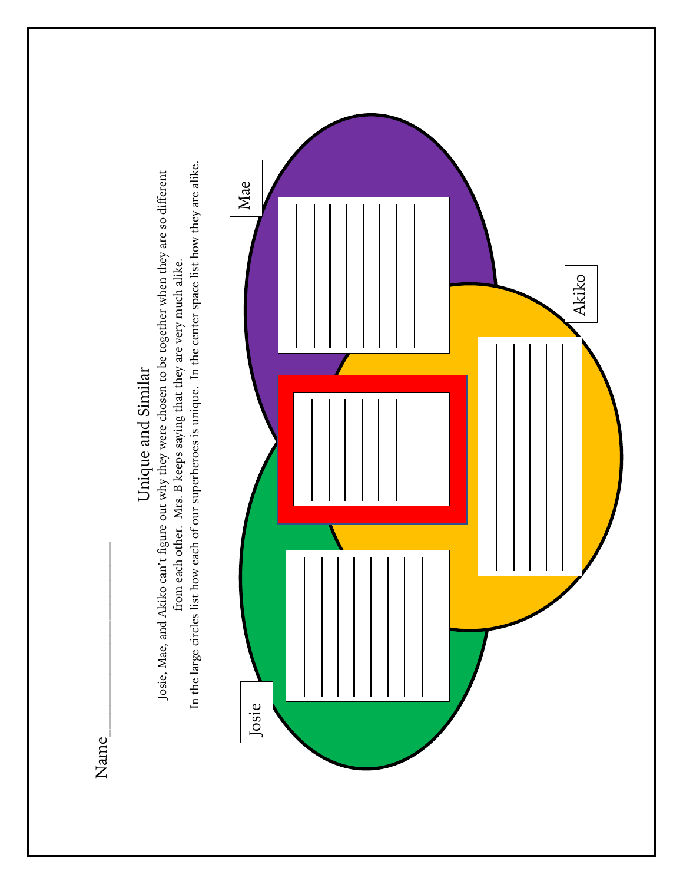Name_______________

# Unique and Similar

Josie, Mae, and Akiko can't figure out why they were chosen to be together when they are so different from each other. Mrs. B keeps saying that they are very much alike.

In the large circles list how each of our superheroes is unique. In the center space list how they are alike.

Mae

Josie

Akiko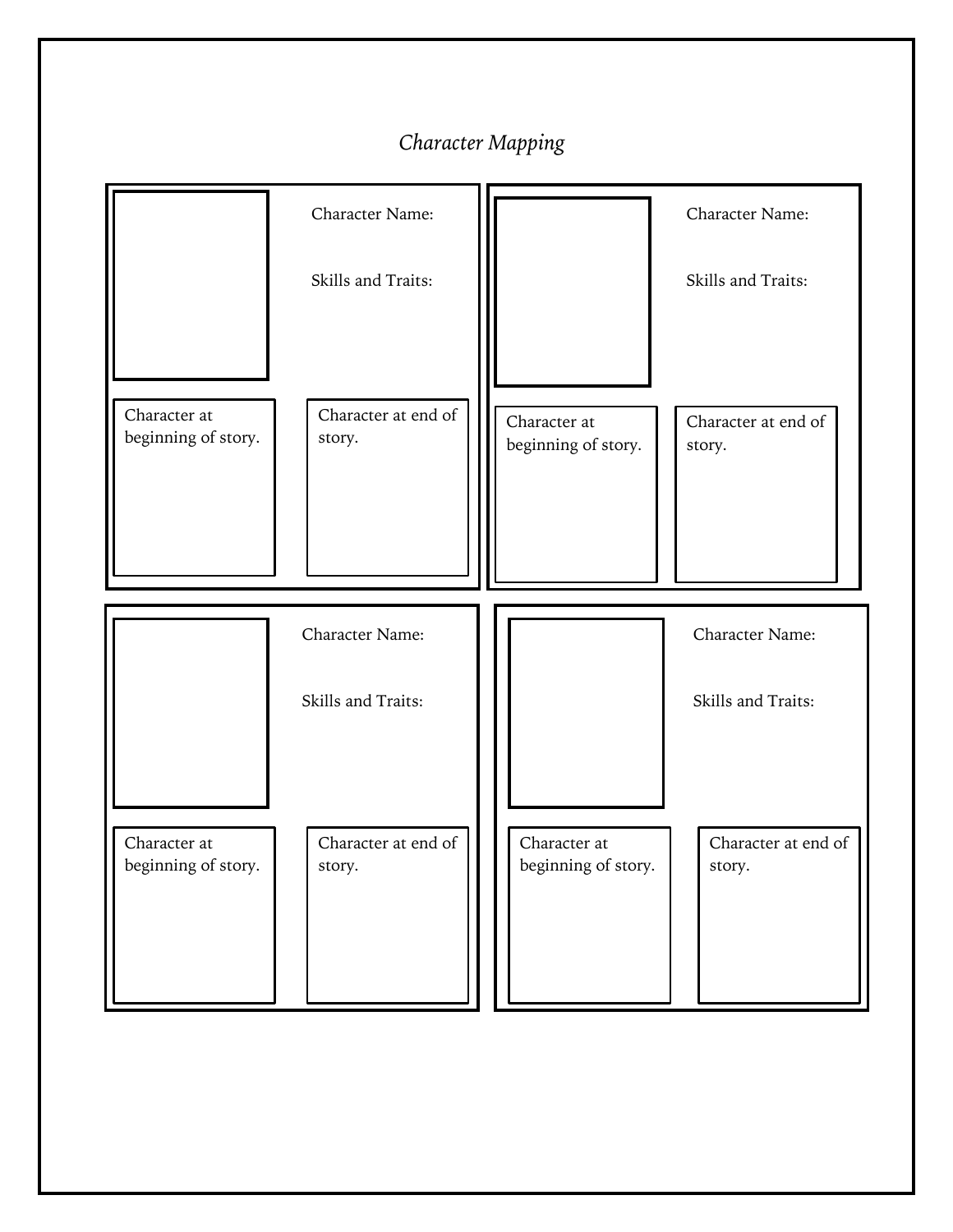*Character Mapping*

Character Name:

Skills and Traits:

Character at beginning of story.

Character at end of story.

Character Name:

Skills and Traits:

Character at beginning of story.

Character at end of story.

Character Name:

Skills and Traits:

Character at beginning of story.

Character at end of story.

Character Name:

Skills and Traits:

Character at beginning of story.

Character at end of story.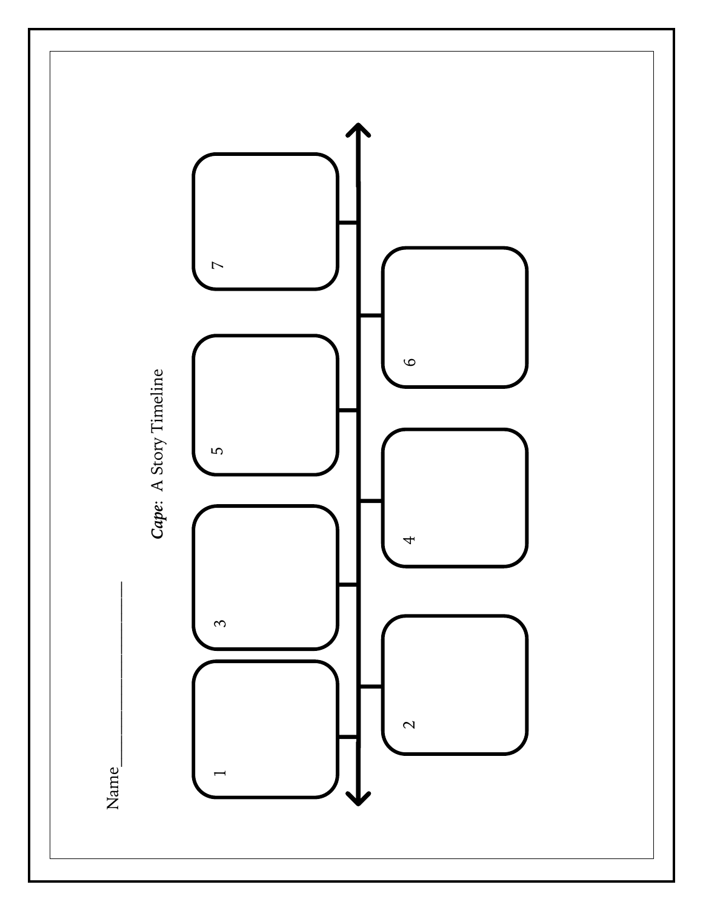Name________________

# *Cape*: A Story Timeline

1

2

3

4

5

6

7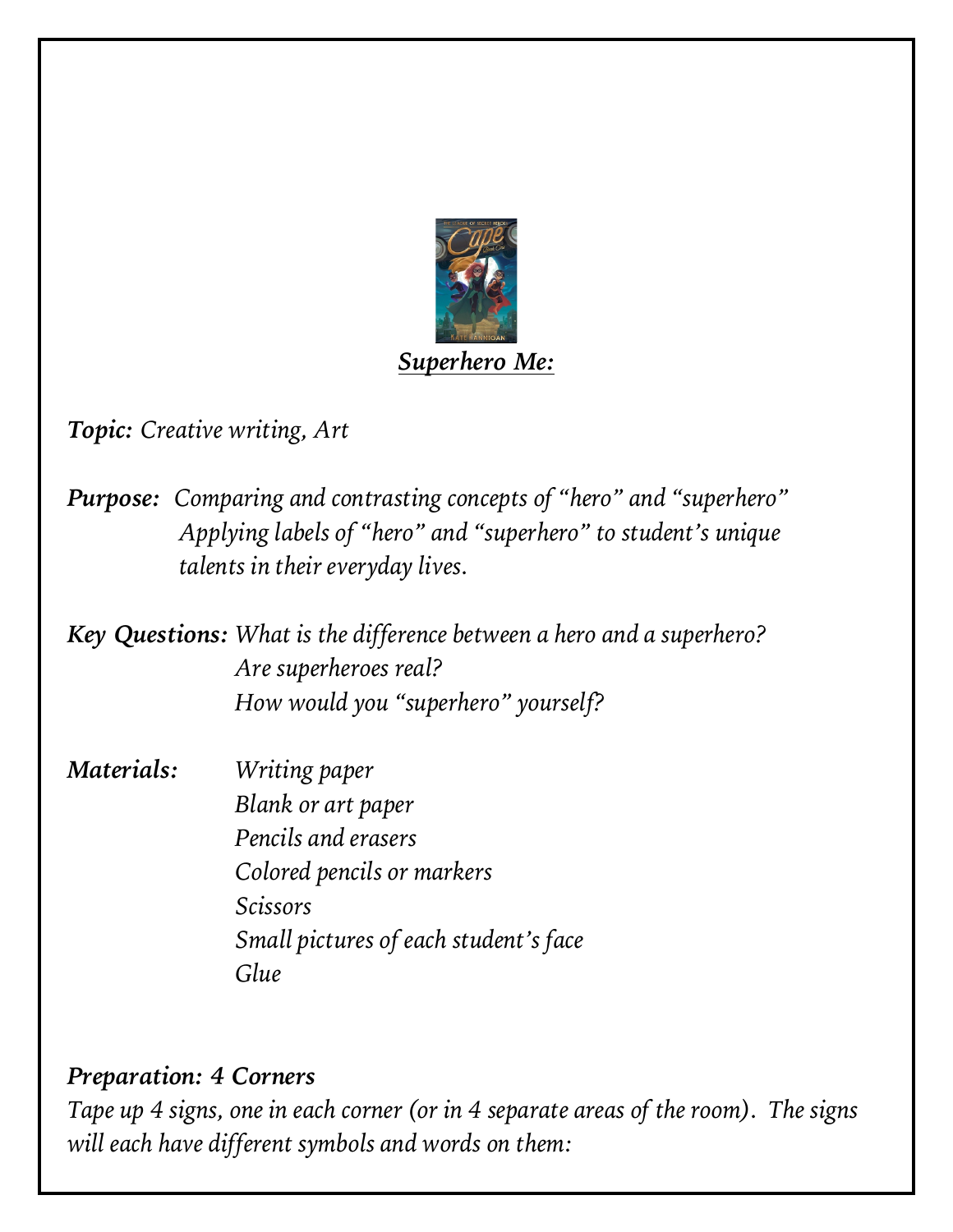## ***Superhero Me:***

***Topic:*** *Creative writing, Art*

***Purpose:*** *Comparing and contrasting concepts of "hero" and "superhero"*
*Applying labels of "hero" and "superhero" to student's unique talents in their everyday lives.*

***Key Questions:*** *What is the difference between a hero and a superhero?*
*Are superheroes real?*
*How would you "superhero" yourself?*

***Materials:***
*Writing paper*
*Blank or art paper*
*Pencils and erasers*
*Colored pencils or markers*
*Scissors*
*Small pictures of each student's face*
*Glue*

***Preparation: 4 Corners***
*Tape up 4 signs, one in each corner (or in 4 separate areas of the room). The signs will each have different symbols and words on them:*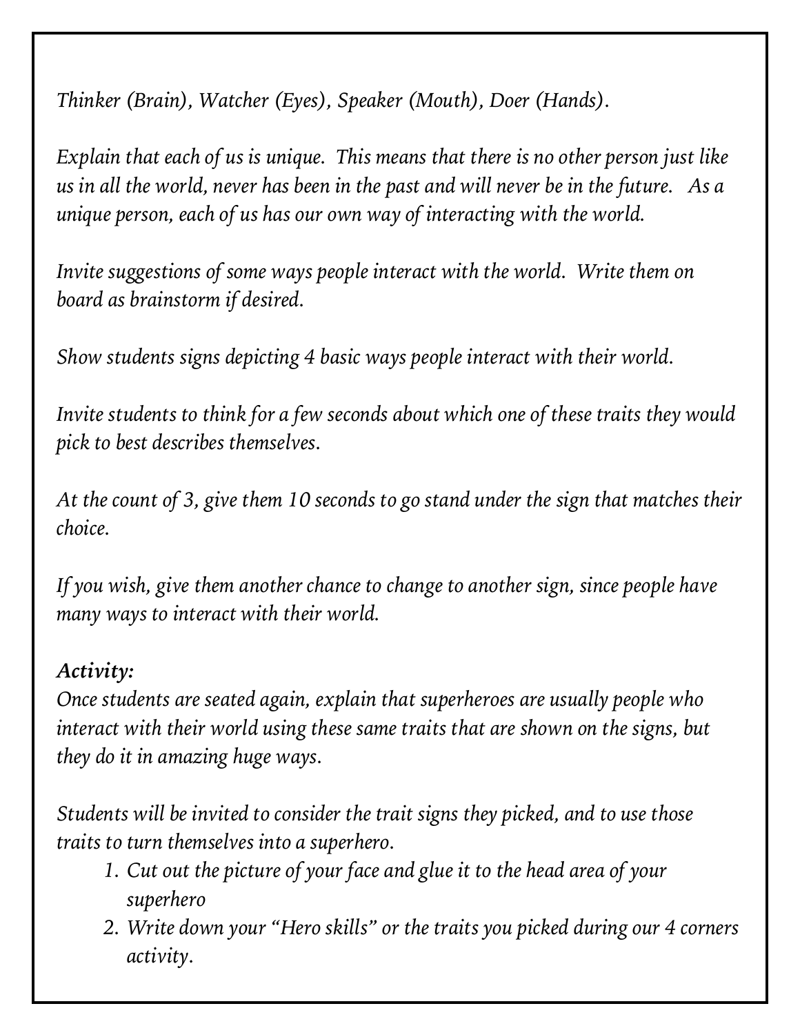*Thinker (Brain), Watcher (Eyes), Speaker (Mouth), Doer (Hands).*

*Explain that each of us is unique. This means that there is no other person just like us in all the world, never has been in the past and will never be in the future. As a unique person, each of us has our own way of interacting with the world.*

*Invite suggestions of some ways people interact with the world. Write them on board as brainstorm if desired.*

*Show students signs depicting 4 basic ways people interact with their world.*

*Invite students to think for a few seconds about which one of these traits they would pick to best describes themselves.*

*At the count of 3, give them 10 seconds to go stand under the sign that matches their choice.*

*If you wish, give them another chance to change to another sign, since people have many ways to interact with their world.*

***Activity:***
*Once students are seated again, explain that superheroes are usually people who interact with their world using these same traits that are shown on the signs, but they do it in amazing huge ways.*

*Students will be invited to consider the trait signs they picked, and to use those traits to turn themselves into a superhero.*

1. *Cut out the picture of your face and glue it to the head area of your superhero*
2. *Write down your "Hero skills" or the traits you picked during our 4 corners activity.*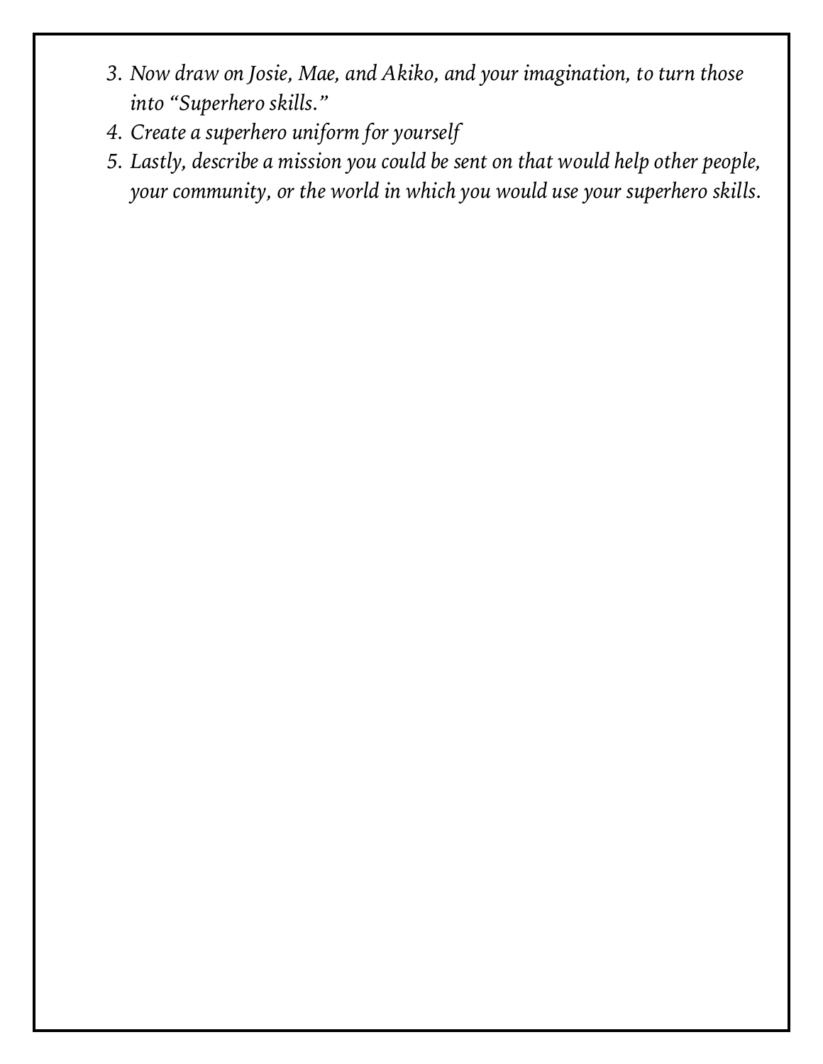3. *Now draw on Josie, Mae, and Akiko, and your imagination, to turn those into "Superhero skills."*
4. *Create a superhero uniform for yourself*
5. *Lastly, describe a mission you could be sent on that would help other people, your community, or the world in which you would use your superhero skills.*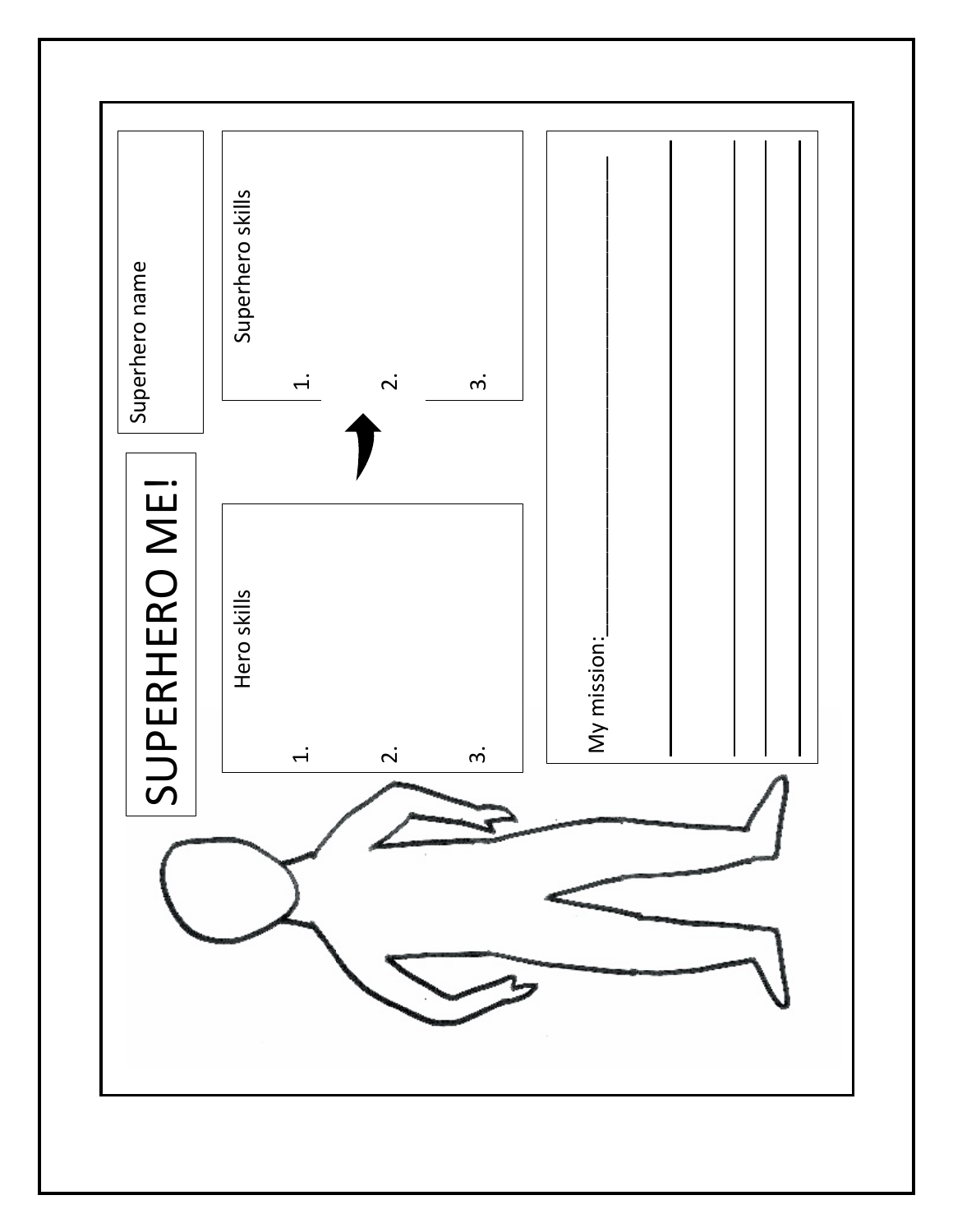# SUPERHERO ME!

**Superhero name**

**Hero skills**

1.

2.

3.

**Superhero skills**

1.

2.

3.

**My mission:** ______________________

______________________

______________________

______________________

______________________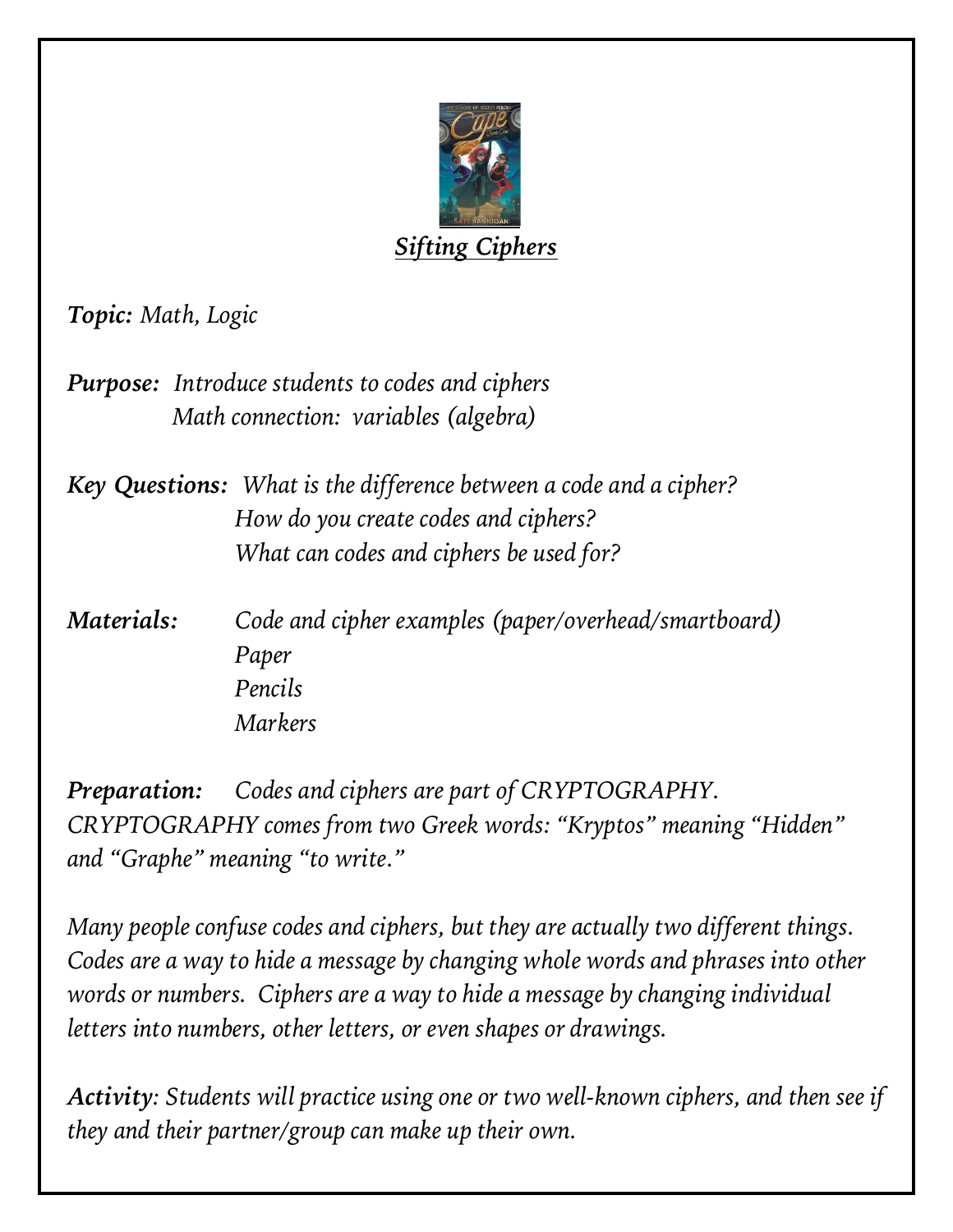# *Sifting Ciphers*

***Topic:*** *Math, Logic*

***Purpose:*** *Introduce students to codes and ciphers*
*Math connection: variables (algebra)*

***Key Questions:*** *What is the difference between a code and a cipher?*
*How do you create codes and ciphers?*
*What can codes and ciphers be used for?*

***Materials:*** *Code and cipher examples (paper/overhead/smartboard)*
*Paper*
*Pencils*
*Markers*

***Preparation:*** *Codes and ciphers are part of CRYPTOGRAPHY. CRYPTOGRAPHY comes from two Greek words: "Kryptos" meaning "Hidden" and "Graphe" meaning "to write."*

*Many people confuse codes and ciphers, but they are actually two different things. Codes are a way to hide a message by changing whole words and phrases into other words or numbers. Ciphers are a way to hide a message by changing individual letters into numbers, other letters, or even shapes or drawings.*

***Activity****: Students will practice using one or two well-known ciphers, and then see if they and their partner/group can make up their own.*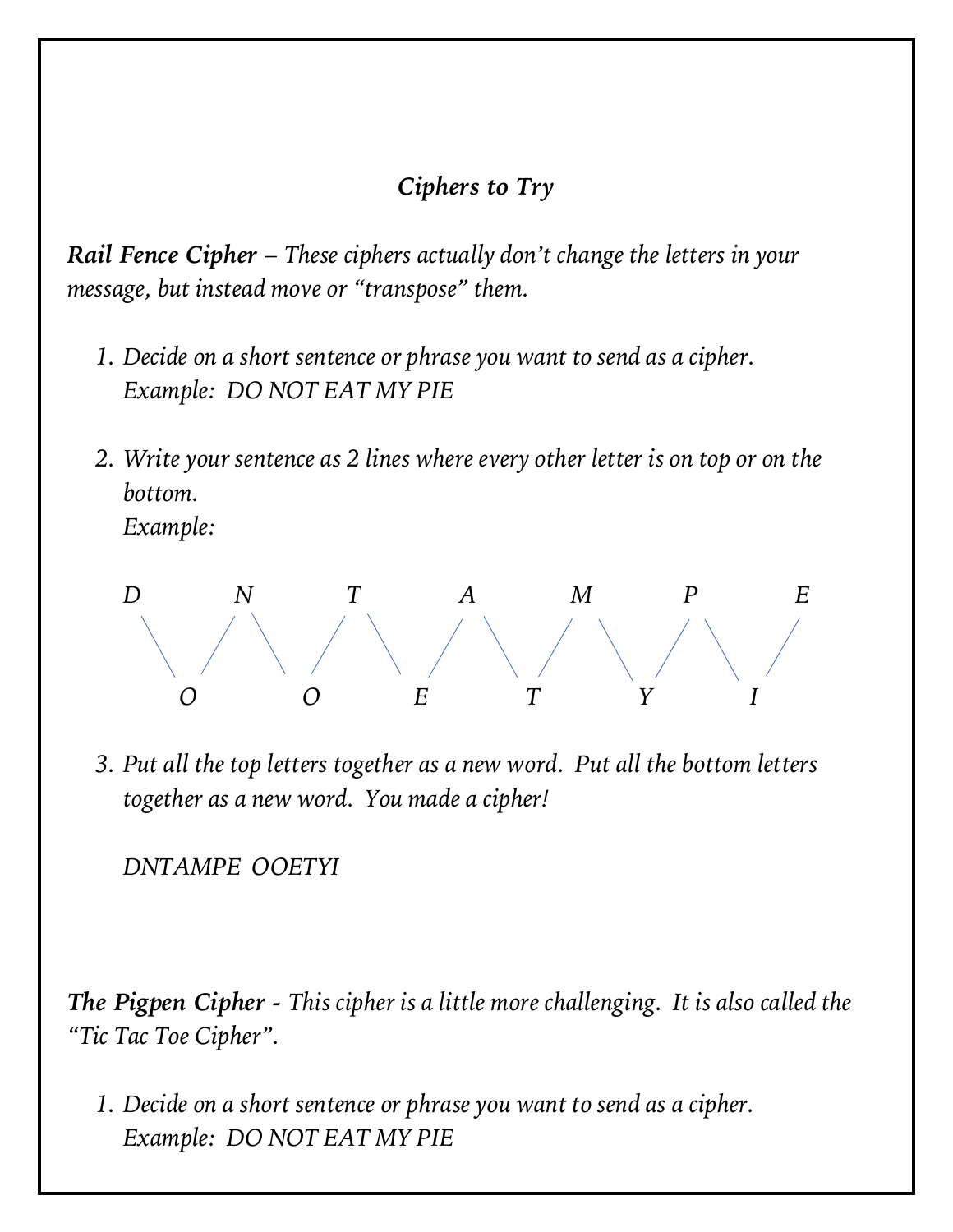### *Ciphers to Try*

***Rail Fence Cipher*** *– These ciphers actually don't change the letters in your message, but instead move or "transpose" them.*

1. *Decide on a short sentence or phrase you want to send as a cipher.*
   *Example: DO NOT EAT MY PIE*

2. *Write your sentence as 2 lines where every other letter is on top or on the bottom.*
   *Example:*

```
D     N     T     A     M     P     E
   O     O     E     T     Y     I
```

3. *Put all the top letters together as a new word. Put all the bottom letters together as a new word. You made a cipher!*

   *DNTAMPE OOETYI*

***The Pigpen Cipher -*** *This cipher is a little more challenging. It is also called the "Tic Tac Toe Cipher".*

1. *Decide on a short sentence or phrase you want to send as a cipher.*
   *Example: DO NOT EAT MY PIE*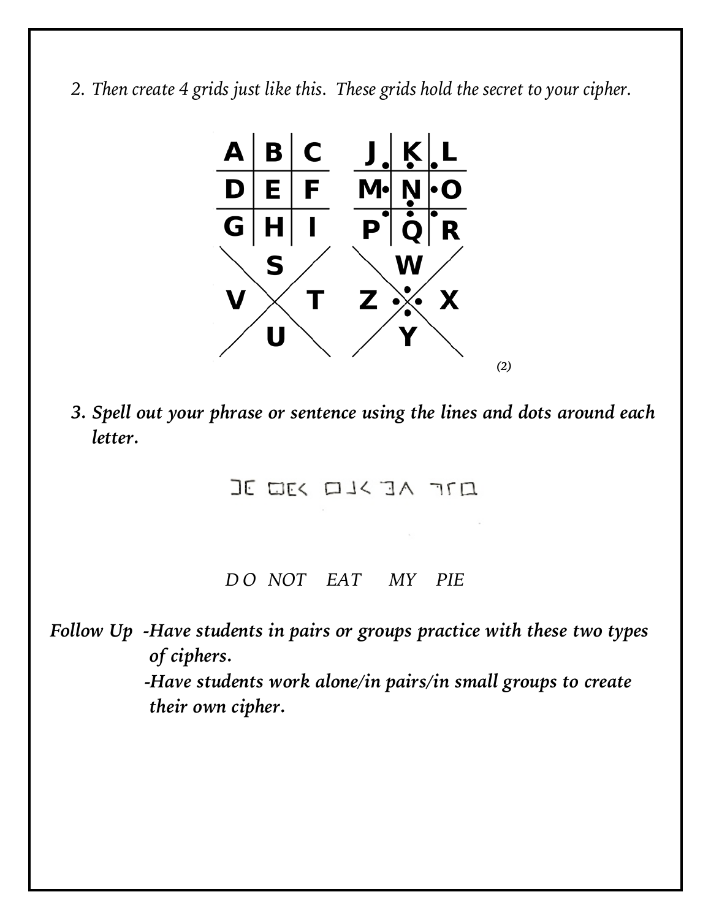2. *Then create 4 grids just like this. These grids hold the secret to your cipher.*

(2)

3. ***Spell out your phrase or sentence using the lines and dots around each letter.***

*D O NOT EAT MY PIE*

***Follow Up*** *-Have students in pairs or groups practice with these two types of ciphers.*

*-Have students work alone/in pairs/in small groups to create their own cipher.*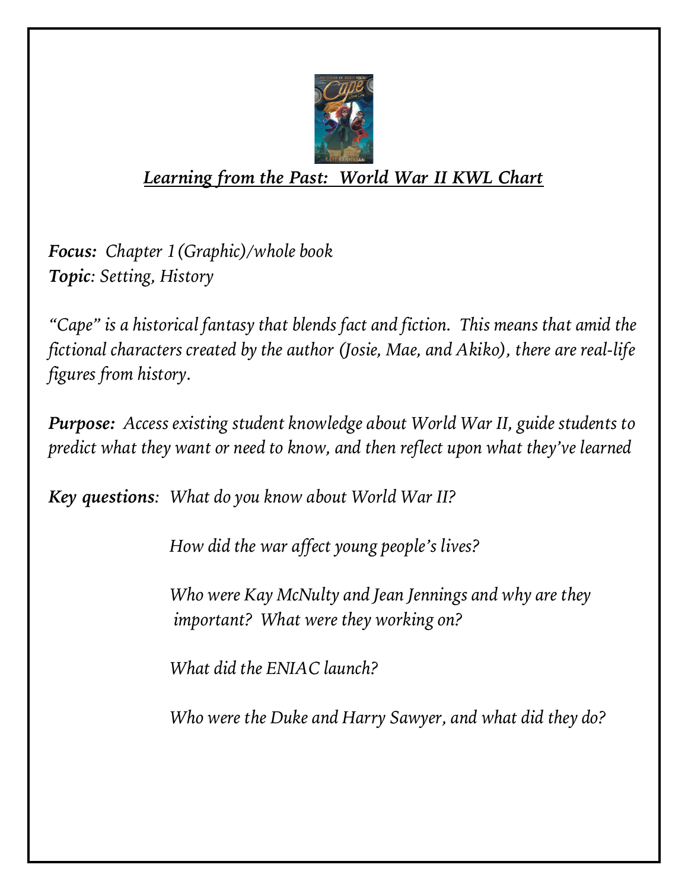## ***Learning from the Past: World War II KWL Chart***

***Focus:*** *Chapter 1 (Graphic)/whole book*
***Topic****: Setting, History*

*"Cape" is a historical fantasy that blends fact and fiction. This means that amid the fictional characters created by the author (Josie, Mae, and Akiko), there are real-life figures from history.*

***Purpose:*** *Access existing student knowledge about World War II, guide students to predict what they want or need to know, and then reflect upon what they've learned*

***Key questions****: What do you know about World War II?*

*How did the war affect young people's lives?*

*Who were Kay McNulty and Jean Jennings and why are they important? What were they working on?*

*What did the ENIAC launch?*

*Who were the Duke and Harry Sawyer, and what did they do?*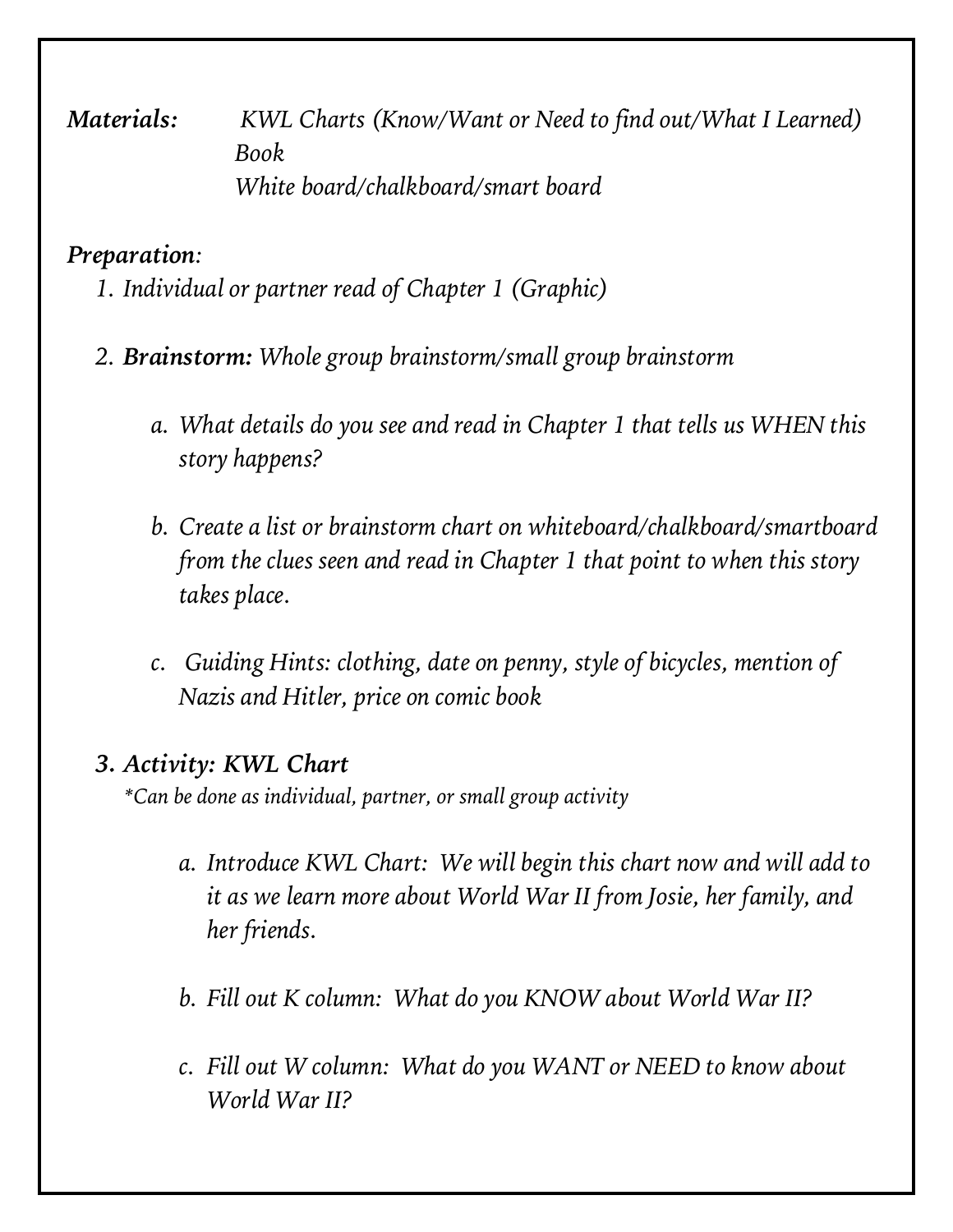***Materials:*** *KWL Charts (Know/Want or Need to find out/What I Learned)*
*Book*
*White board/chalkboard/smart board*

***Preparation:***

1. *Individual or partner read of Chapter 1 (Graphic)*

2. ***Brainstorm:*** *Whole group brainstorm/small group brainstorm*

   a. *What details do you see and read in Chapter 1 that tells us WHEN this story happens?*

   b. *Create a list or brainstorm chart on whiteboard/chalkboard/smartboard from the clues seen and read in Chapter 1 that point to when this story takes place.*

   c. *Guiding Hints: clothing, date on penny, style of bicycles, mention of Nazis and Hitler, price on comic book*

3. ***Activity: KWL Chart***
   *\*Can be done as individual, partner, or small group activity*

   a. *Introduce KWL Chart: We will begin this chart now and will add to it as we learn more about World War II from Josie, her family, and her friends.*

   b. *Fill out K column: What do you KNOW about World War II?*

   c. *Fill out W column: What do you WANT or NEED to know about World War II?*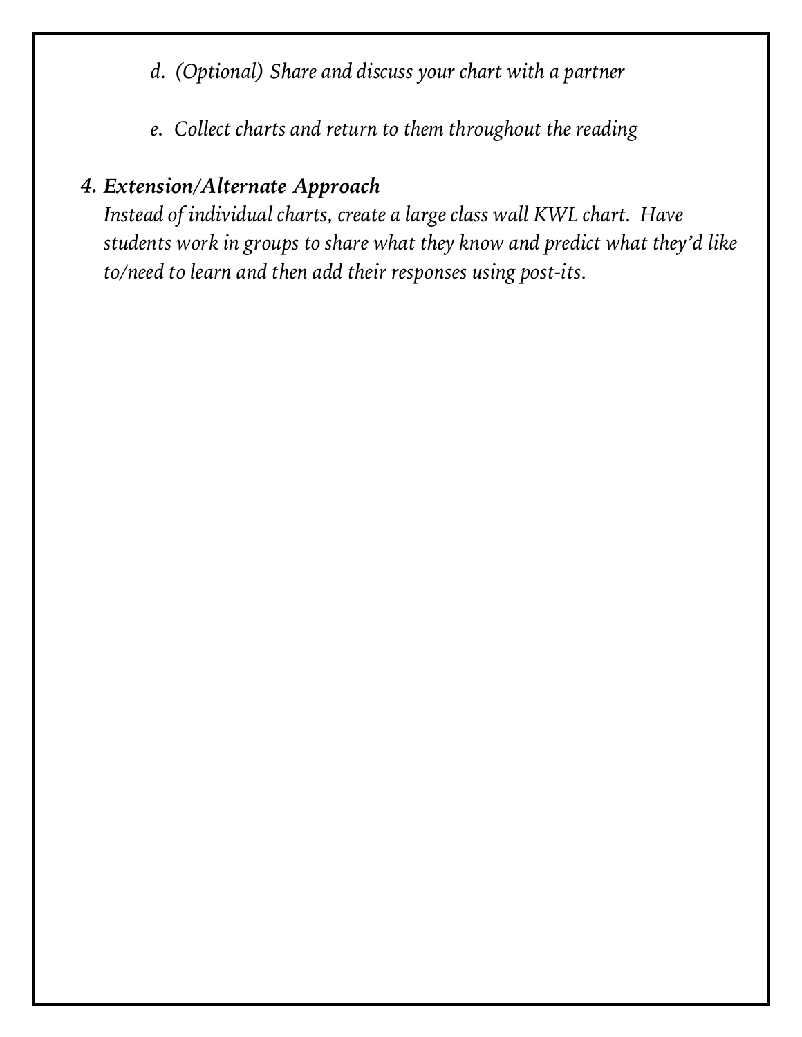*d. (Optional) Share and discuss your chart with a partner*

*e. Collect charts and return to them throughout the reading*

**4. *Extension/Alternate Approach***

*Instead of individual charts, create a large class wall KWL chart. Have students work in groups to share what they know and predict what they'd like to/need to learn and then add their responses using post-its.*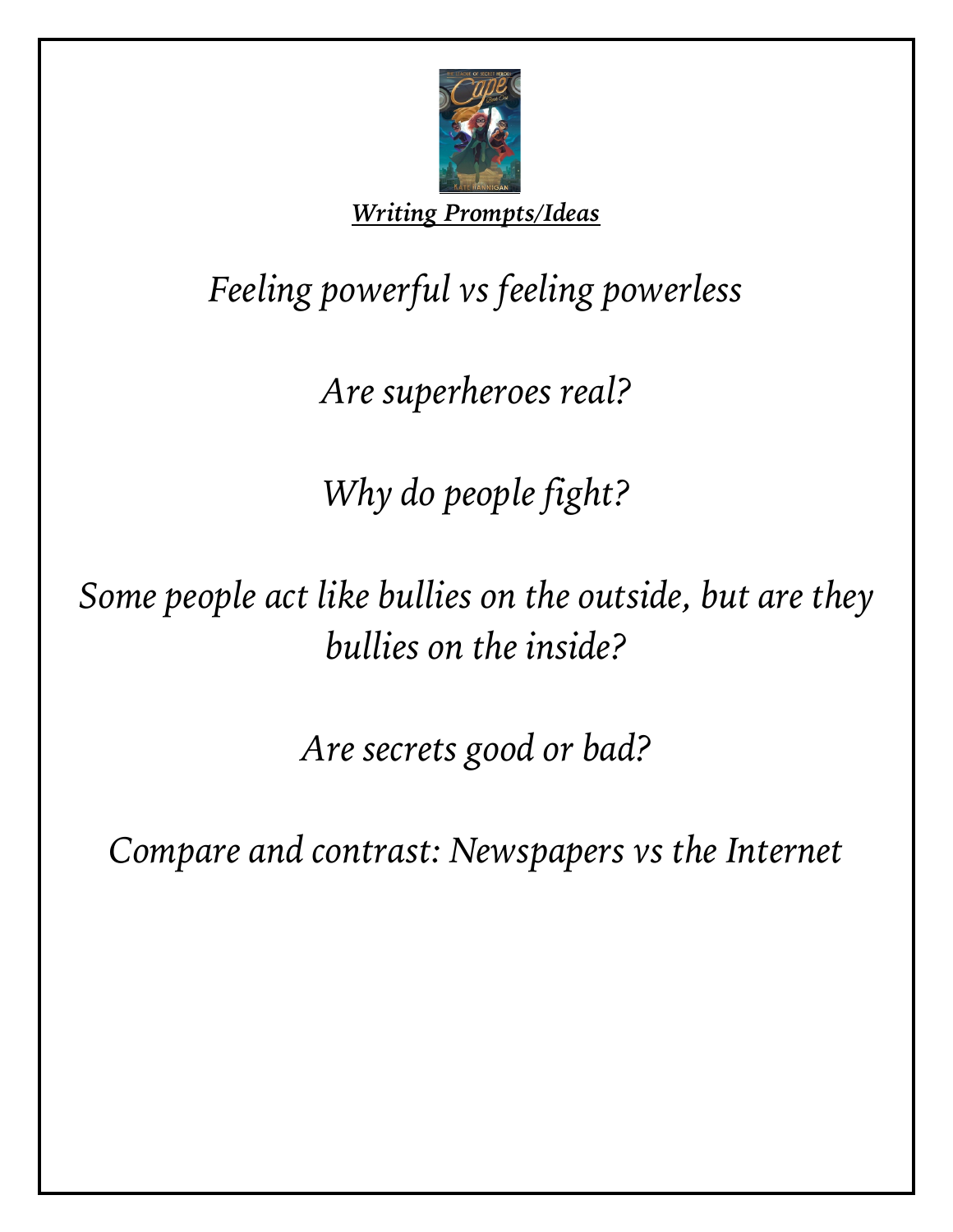***Writing Prompts/Ideas***

*Feeling powerful vs feeling powerless*

*Are superheroes real?*

*Why do people fight?*

*Some people act like bullies on the outside, but are they bullies on the inside?*

*Are secrets good or bad?*

*Compare and contrast: Newspapers vs the Internet*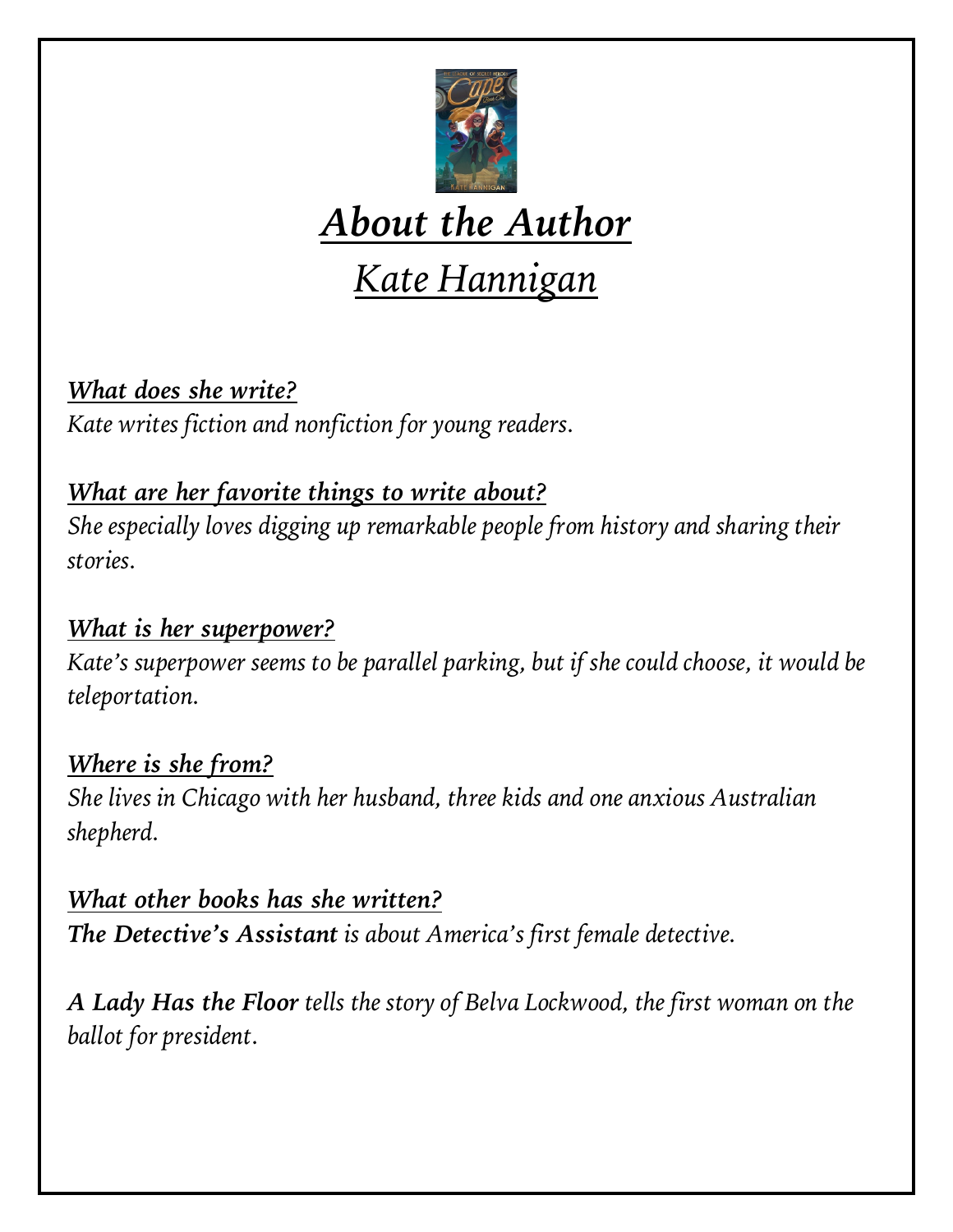# *About the Author*

## *Kate Hannigan*

***What does she write?***

*Kate writes fiction and nonfiction for young readers.*

***What are her favorite things to write about?***

*She especially loves digging up remarkable people from history and sharing their stories.*

***What is her superpower?***

*Kate's superpower seems to be parallel parking, but if she could choose, it would be teleportation.*

***Where is she from?***

*She lives in Chicago with her husband, three kids and one anxious Australian shepherd.*

***What other books has she written?***

***The Detective's Assistant*** *is about America's first female detective.*

***A Lady Has the Floor*** *tells the story of Belva Lockwood, the first woman on the ballot for president.*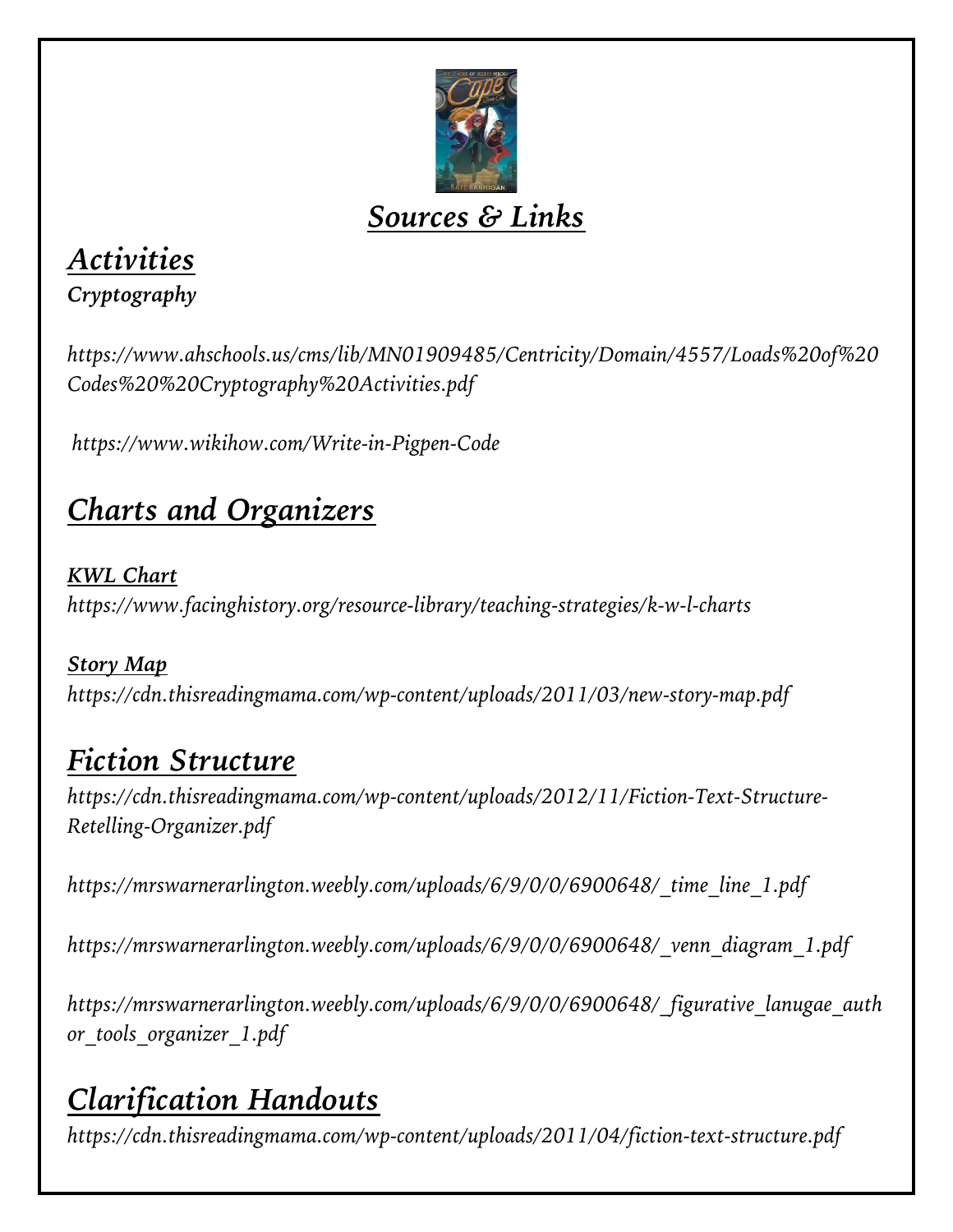# *Sources & Links*

## *Activities*

***Cryptography***

*https://www.ahschools.us/cms/lib/MN01909485/Centricity/Domain/4557/Loads%20of%20Codes%20%20Cryptography%20Activities.pdf*

*https://www.wikihow.com/Write-in-Pigpen-Code*

## *Charts and Organizers*

***KWL Chart***
*https://www.facinghistory.org/resource-library/teaching-strategies/k-w-l-charts*

***Story Map***
*https://cdn.thisreadingmama.com/wp-content/uploads/2011/03/new-story-map.pdf*

## *Fiction Structure*

*https://cdn.thisreadingmama.com/wp-content/uploads/2012/11/Fiction-Text-Structure-Retelling-Organizer.pdf*

*https://mrswarnerarlington.weebly.com/uploads/6/9/0/0/6900648/_time_line_1.pdf*

*https://mrswarnerarlington.weebly.com/uploads/6/9/0/0/6900648/_venn_diagram_1.pdf*

*https://mrswarnerarlington.weebly.com/uploads/6/9/0/0/6900648/_figurative_lanugae_author_tools_organizer_1.pdf*

## *Clarification Handouts*

*https://cdn.thisreadingmama.com/wp-content/uploads/2011/04/fiction-text-structure.pdf*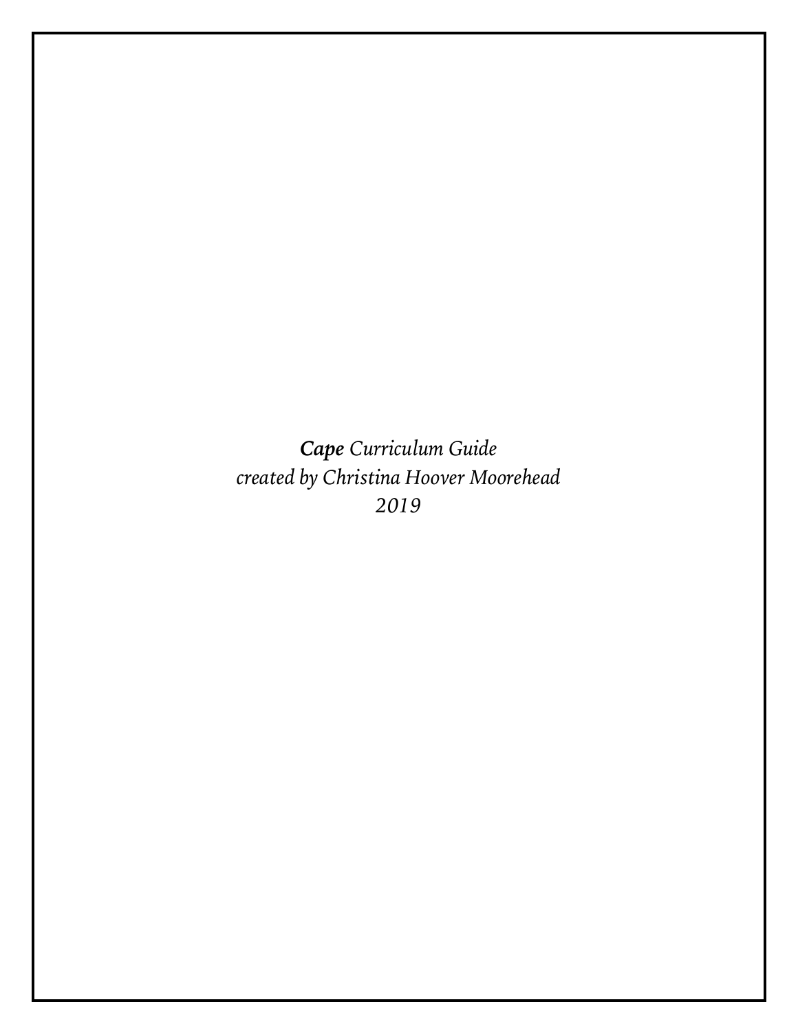***Cape*** *Curriculum Guide*
*created by Christina Hoover Moorehead*
*2019*